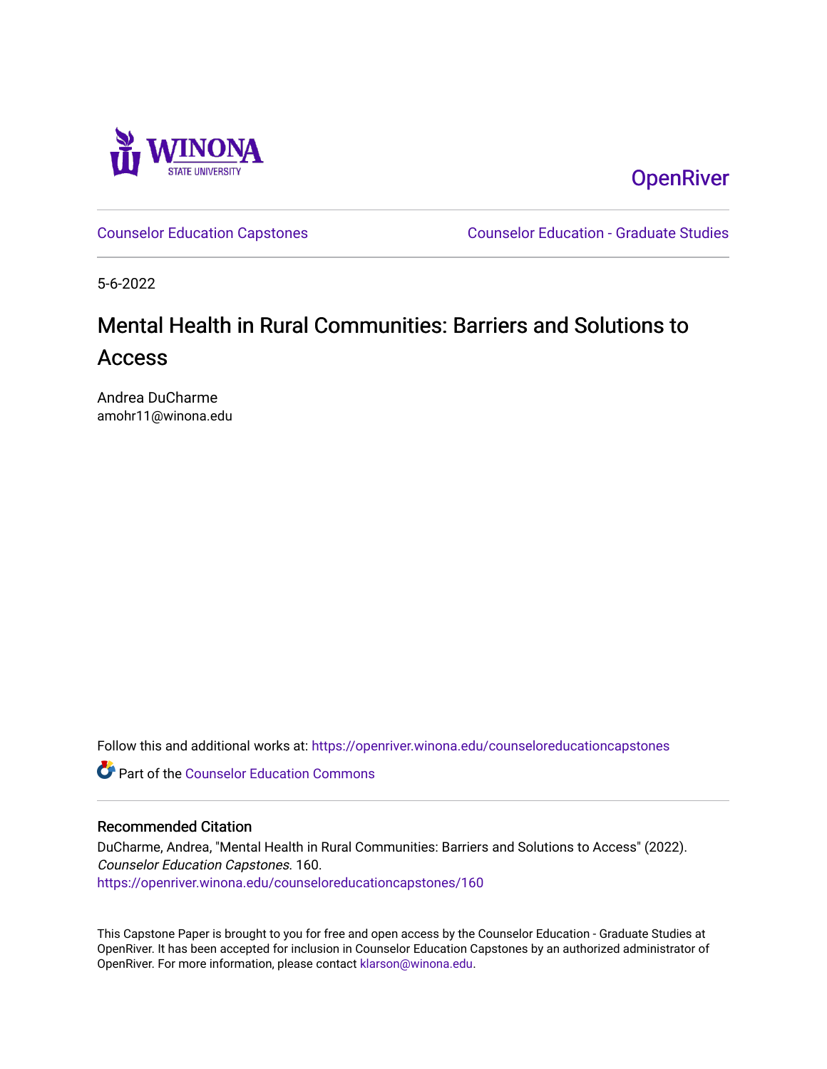Winona State University

OpenRiver

Counselor Education Capstones | Counselor Education - Graduate Studies

5-6-2022

# Mental Health in Rural Communities: Barriers and Solutions to Access

Andrea DuCharme
amohr11@winona.edu

Follow this and additional works at: https://openriver.winona.edu/counseloreducationcapstones

Part of the Counselor Education Commons

## Recommended Citation

DuCharme, Andrea, "Mental Health in Rural Communities: Barriers and Solutions to Access" (2022). *Counselor Education Capstones*. 160.
https://openriver.winona.edu/counseloreducationcapstones/160

This Capstone Paper is brought to you for free and open access by the Counselor Education - Graduate Studies at OpenRiver. It has been accepted for inclusion in Counselor Education Capstones by an authorized administrator of OpenRiver. For more information, please contact klarson@winona.edu.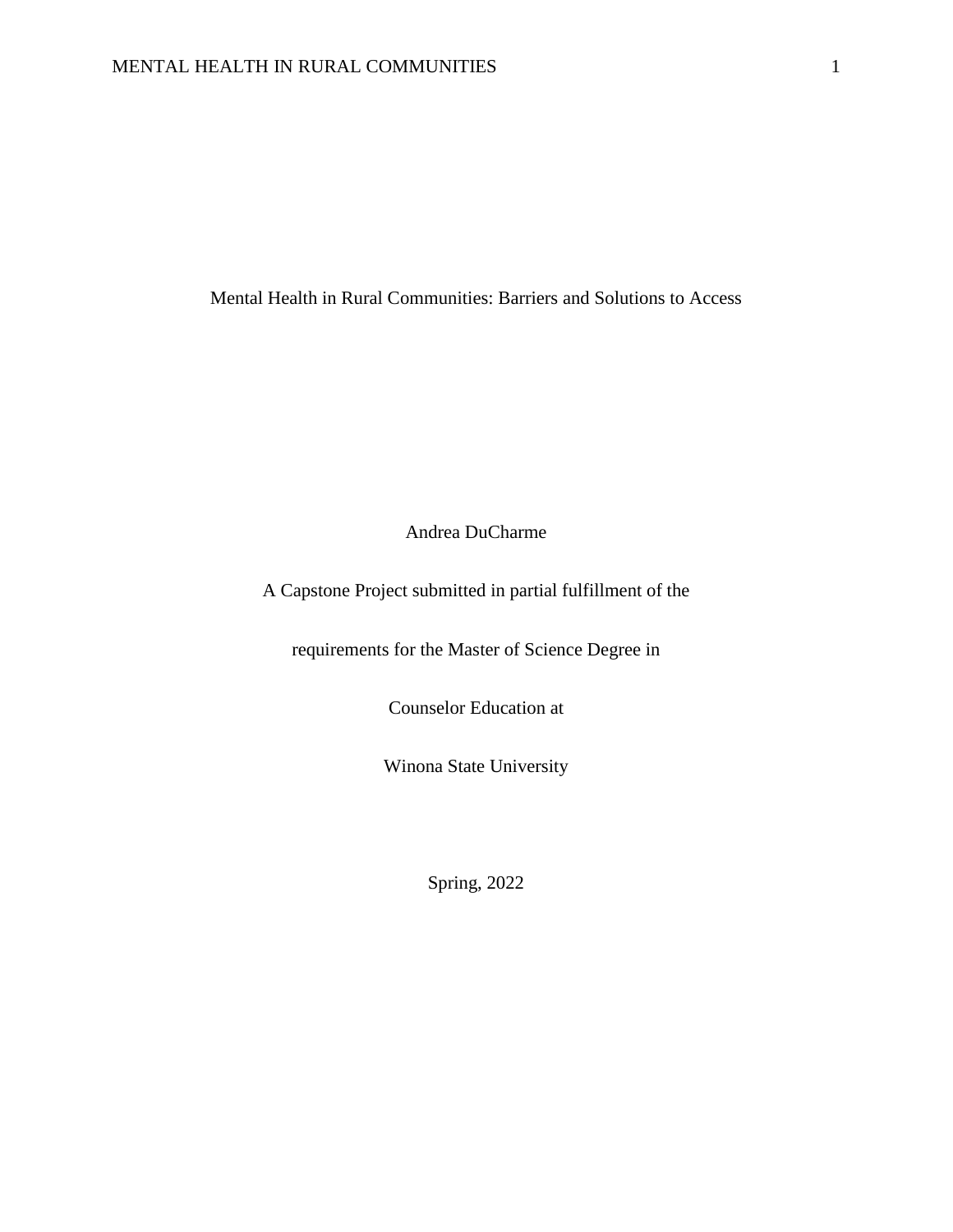# Mental Health in Rural Communities: Barriers and Solutions to Access

Andrea DuCharme

A Capstone Project submitted in partial fulfillment of the

requirements for the Master of Science Degree in

Counselor Education at

Winona State University

Spring, 2022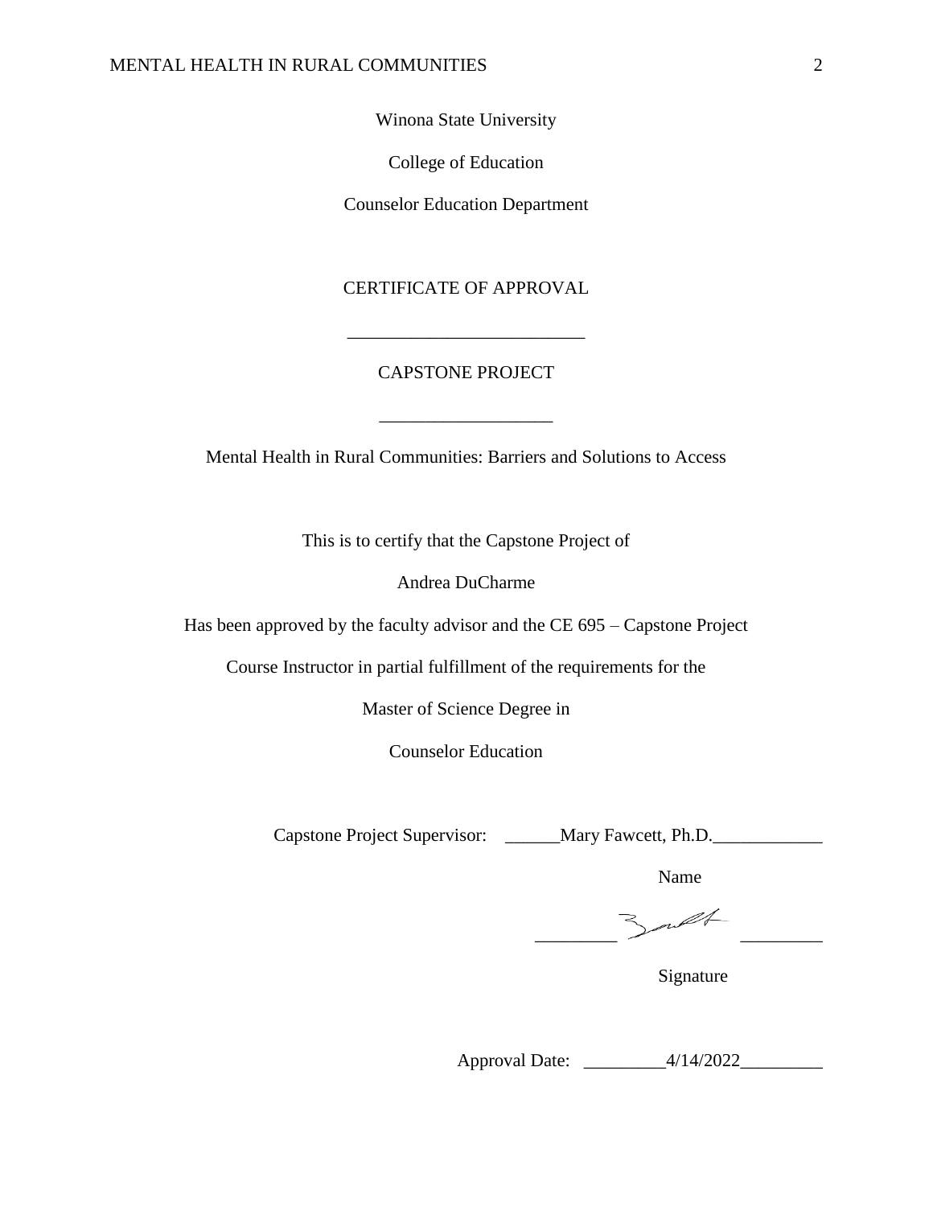Winona State University

College of Education

Counselor Education Department

CERTIFICATE OF APPROVAL

___________________________

CAPSTONE PROJECT

___________________

Mental Health in Rural Communities: Barriers and Solutions to Access

This is to certify that the Capstone Project of

Andrea DuCharme

Has been approved by the faculty advisor and the CE 695 – Capstone Project

Course Instructor in partial fulfillment of the requirements for the

Master of Science Degree in

Counselor Education

Capstone Project Supervisor: ______Mary Fawcett, Ph.D.____________

Name

_________ _________

Signature

Approval Date: _________4/14/2022_________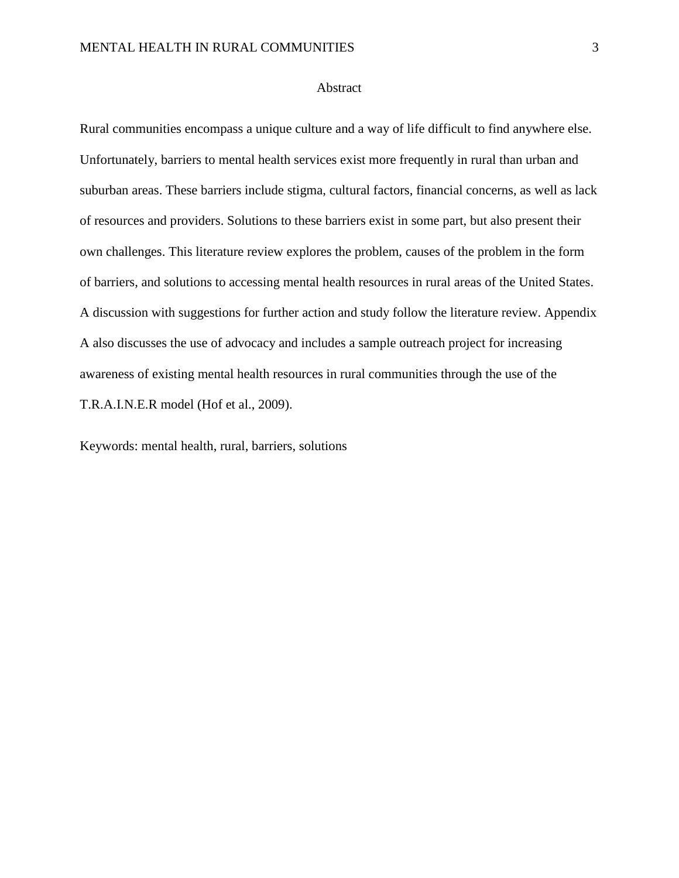# Abstract

Rural communities encompass a unique culture and a way of life difficult to find anywhere else. Unfortunately, barriers to mental health services exist more frequently in rural than urban and suburban areas. These barriers include stigma, cultural factors, financial concerns, as well as lack of resources and providers. Solutions to these barriers exist in some part, but also present their own challenges. This literature review explores the problem, causes of the problem in the form of barriers, and solutions to accessing mental health resources in rural areas of the United States. A discussion with suggestions for further action and study follow the literature review. Appendix A also discusses the use of advocacy and includes a sample outreach project for increasing awareness of existing mental health resources in rural communities through the use of the T.R.A.I.N.E.R model (Hof et al., 2009).

Keywords: mental health, rural, barriers, solutions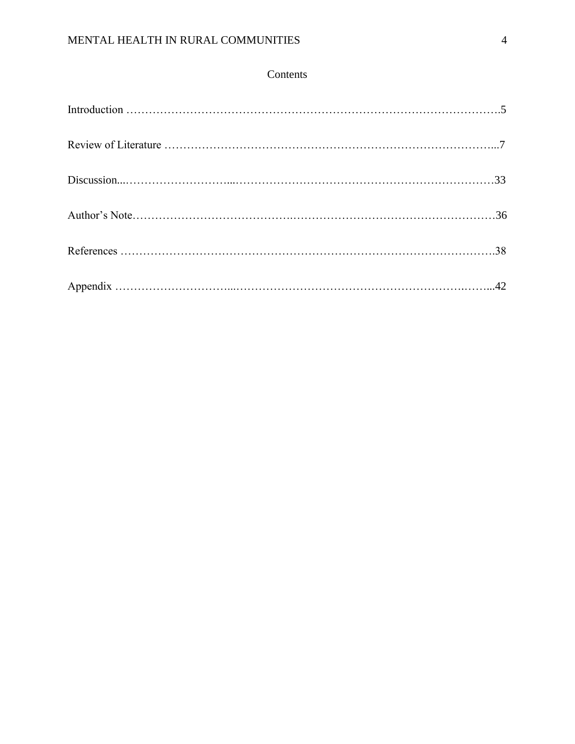# Contents

Introduction …………………………………………………………………………………….5

Review of Literature ……………………………………………………………………………...7

Discussion...……………………….....……………………………………………………………33

Author's Note…………………………………….………………………………………………36

References ……………………………………………………………………………………….38

Appendix …………………………...………………………………………………….……...42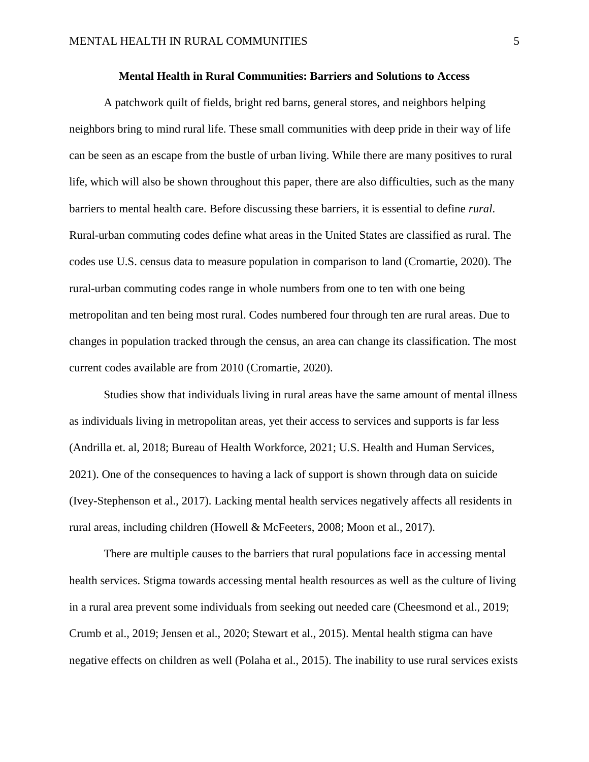**Mental Health in Rural Communities: Barriers and Solutions to Access**

A patchwork quilt of fields, bright red barns, general stores, and neighbors helping neighbors bring to mind rural life. These small communities with deep pride in their way of life can be seen as an escape from the bustle of urban living. While there are many positives to rural life, which will also be shown throughout this paper, there are also difficulties, such as the many barriers to mental health care. Before discussing these barriers, it is essential to define *rural*. Rural-urban commuting codes define what areas in the United States are classified as rural. The codes use U.S. census data to measure population in comparison to land (Cromartie, 2020). The rural-urban commuting codes range in whole numbers from one to ten with one being metropolitan and ten being most rural. Codes numbered four through ten are rural areas. Due to changes in population tracked through the census, an area can change its classification. The most current codes available are from 2010 (Cromartie, 2020).

Studies show that individuals living in rural areas have the same amount of mental illness as individuals living in metropolitan areas, yet their access to services and supports is far less (Andrilla et. al, 2018; Bureau of Health Workforce, 2021; U.S. Health and Human Services, 2021). One of the consequences to having a lack of support is shown through data on suicide (Ivey-Stephenson et al., 2017). Lacking mental health services negatively affects all residents in rural areas, including children (Howell & McFeeters, 2008; Moon et al., 2017).

There are multiple causes to the barriers that rural populations face in accessing mental health services. Stigma towards accessing mental health resources as well as the culture of living in a rural area prevent some individuals from seeking out needed care (Cheesmond et al., 2019; Crumb et al., 2019; Jensen et al., 2020; Stewart et al., 2015). Mental health stigma can have negative effects on children as well (Polaha et al., 2015). The inability to use rural services exists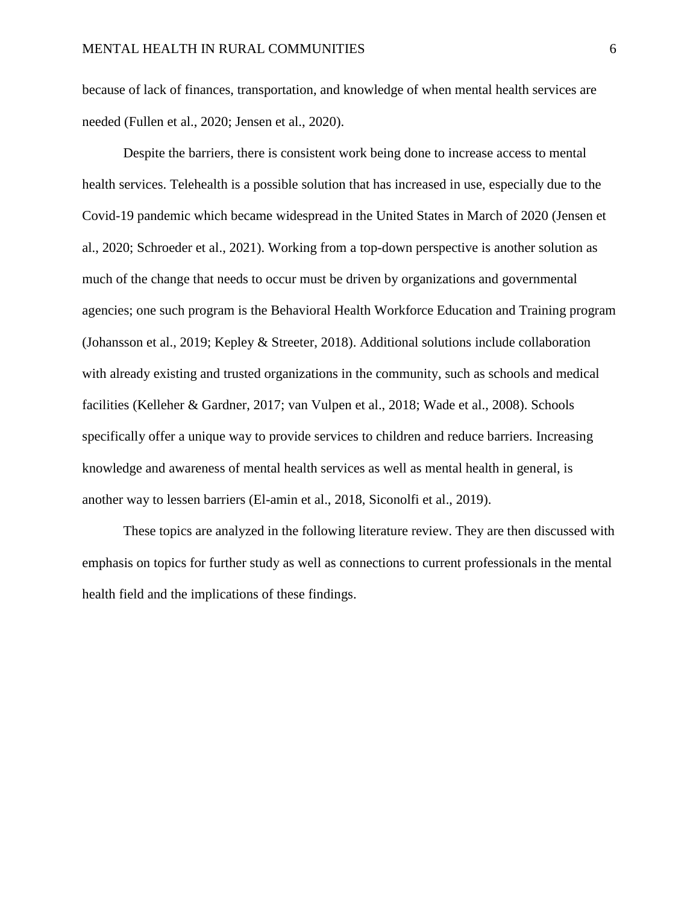because of lack of finances, transportation, and knowledge of when mental health services are needed (Fullen et al., 2020; Jensen et al., 2020).

Despite the barriers, there is consistent work being done to increase access to mental health services. Telehealth is a possible solution that has increased in use, especially due to the Covid-19 pandemic which became widespread in the United States in March of 2020 (Jensen et al., 2020; Schroeder et al., 2021). Working from a top-down perspective is another solution as much of the change that needs to occur must be driven by organizations and governmental agencies; one such program is the Behavioral Health Workforce Education and Training program (Johansson et al., 2019; Kepley & Streeter, 2018). Additional solutions include collaboration with already existing and trusted organizations in the community, such as schools and medical facilities (Kelleher & Gardner, 2017; van Vulpen et al., 2018; Wade et al., 2008). Schools specifically offer a unique way to provide services to children and reduce barriers. Increasing knowledge and awareness of mental health services as well as mental health in general, is another way to lessen barriers (El-amin et al., 2018, Siconolfi et al., 2019).

These topics are analyzed in the following literature review. They are then discussed with emphasis on topics for further study as well as connections to current professionals in the mental health field and the implications of these findings.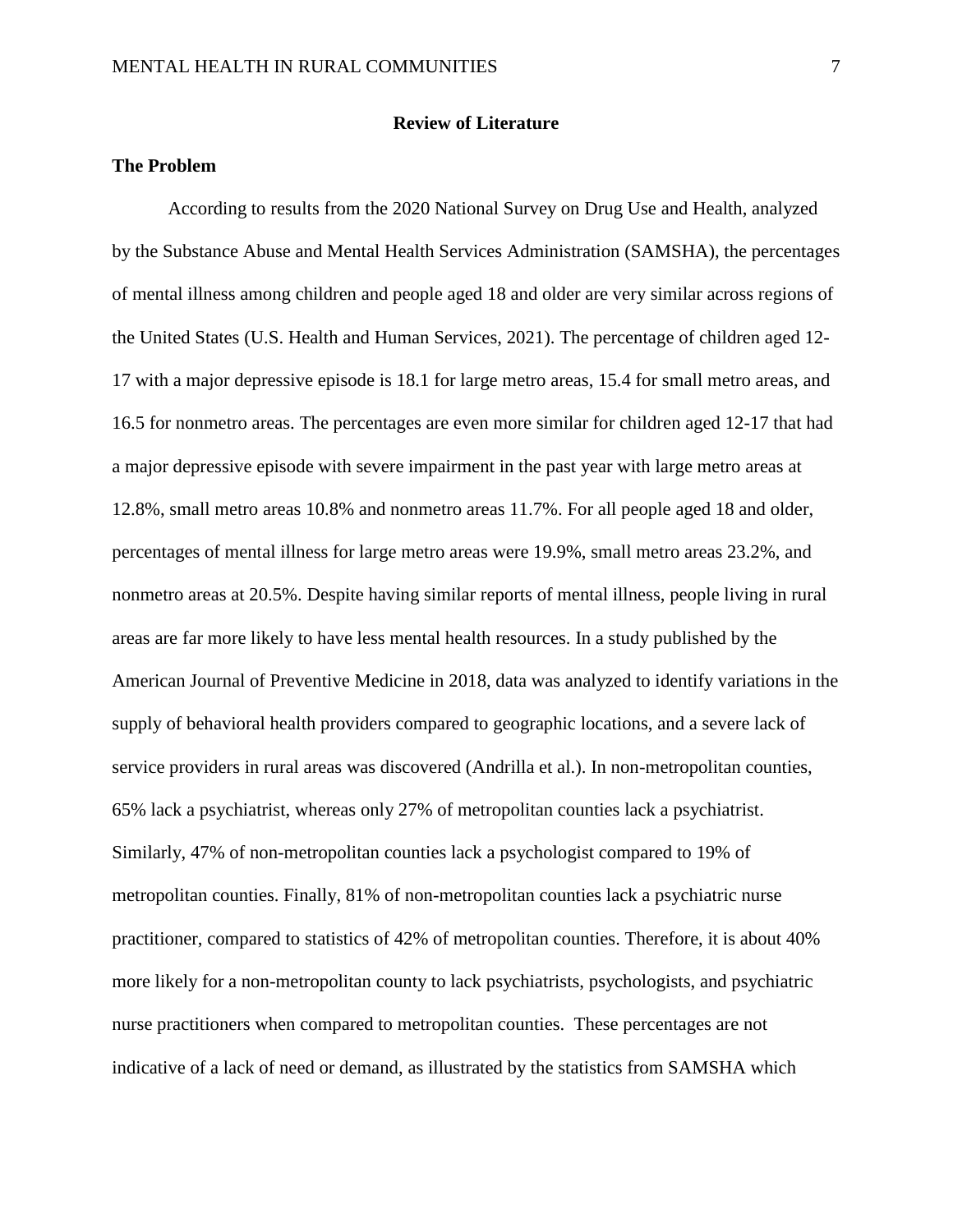# Review of Literature

## The Problem

According to results from the 2020 National Survey on Drug Use and Health, analyzed by the Substance Abuse and Mental Health Services Administration (SAMSHA), the percentages of mental illness among children and people aged 18 and older are very similar across regions of the United States (U.S. Health and Human Services, 2021). The percentage of children aged 12-17 with a major depressive episode is 18.1 for large metro areas, 15.4 for small metro areas, and 16.5 for nonmetro areas. The percentages are even more similar for children aged 12-17 that had a major depressive episode with severe impairment in the past year with large metro areas at 12.8%, small metro areas 10.8% and nonmetro areas 11.7%. For all people aged 18 and older, percentages of mental illness for large metro areas were 19.9%, small metro areas 23.2%, and nonmetro areas at 20.5%. Despite having similar reports of mental illness, people living in rural areas are far more likely to have less mental health resources. In a study published by the American Journal of Preventive Medicine in 2018, data was analyzed to identify variations in the supply of behavioral health providers compared to geographic locations, and a severe lack of service providers in rural areas was discovered (Andrilla et al.). In non-metropolitan counties, 65% lack a psychiatrist, whereas only 27% of metropolitan counties lack a psychiatrist. Similarly, 47% of non-metropolitan counties lack a psychologist compared to 19% of metropolitan counties. Finally, 81% of non-metropolitan counties lack a psychiatric nurse practitioner, compared to statistics of 42% of metropolitan counties. Therefore, it is about 40% more likely for a non-metropolitan county to lack psychiatrists, psychologists, and psychiatric nurse practitioners when compared to metropolitan counties. These percentages are not indicative of a lack of need or demand, as illustrated by the statistics from SAMSHA which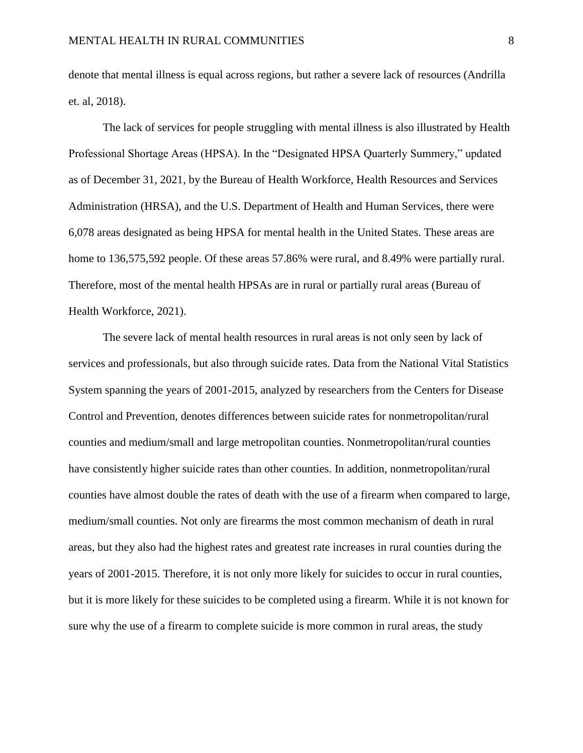denote that mental illness is equal across regions, but rather a severe lack of resources (Andrilla et. al, 2018).

The lack of services for people struggling with mental illness is also illustrated by Health Professional Shortage Areas (HPSA). In the "Designated HPSA Quarterly Summery," updated as of December 31, 2021, by the Bureau of Health Workforce, Health Resources and Services Administration (HRSA), and the U.S. Department of Health and Human Services, there were 6,078 areas designated as being HPSA for mental health in the United States. These areas are home to 136,575,592 people. Of these areas 57.86% were rural, and 8.49% were partially rural. Therefore, most of the mental health HPSAs are in rural or partially rural areas (Bureau of Health Workforce, 2021).

The severe lack of mental health resources in rural areas is not only seen by lack of services and professionals, but also through suicide rates. Data from the National Vital Statistics System spanning the years of 2001-2015, analyzed by researchers from the Centers for Disease Control and Prevention, denotes differences between suicide rates for nonmetropolitan/rural counties and medium/small and large metropolitan counties. Nonmetropolitan/rural counties have consistently higher suicide rates than other counties. In addition, nonmetropolitan/rural counties have almost double the rates of death with the use of a firearm when compared to large, medium/small counties. Not only are firearms the most common mechanism of death in rural areas, but they also had the highest rates and greatest rate increases in rural counties during the years of 2001-2015. Therefore, it is not only more likely for suicides to occur in rural counties, but it is more likely for these suicides to be completed using a firearm. While it is not known for sure why the use of a firearm to complete suicide is more common in rural areas, the study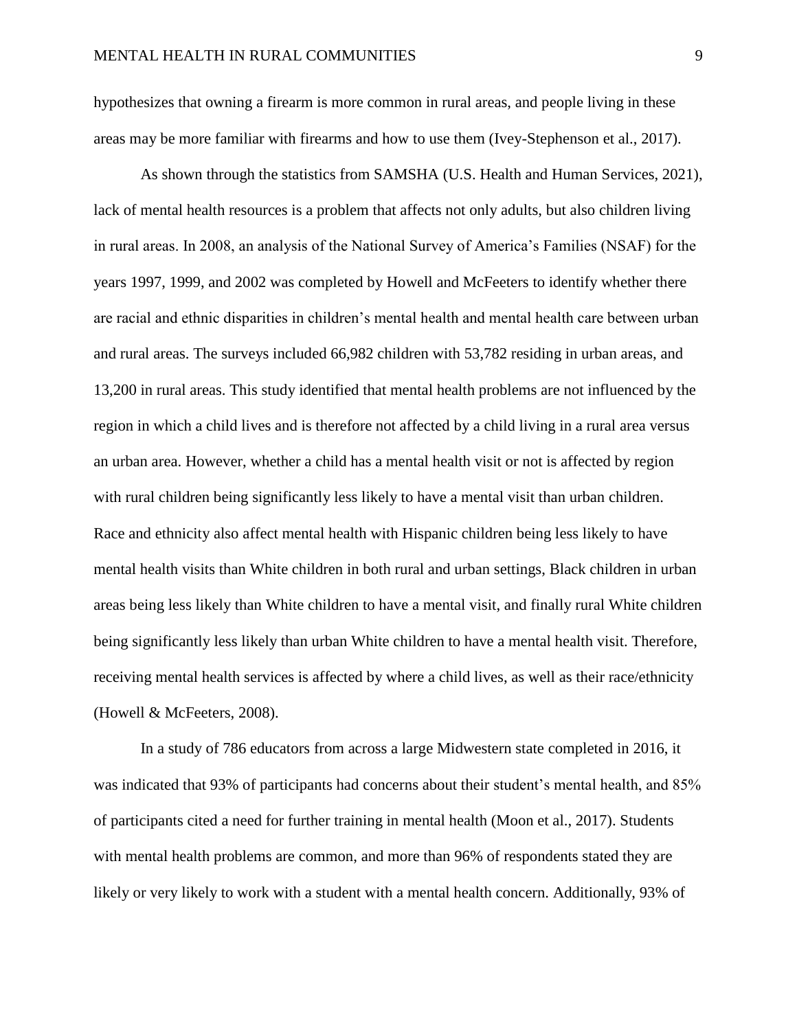hypothesizes that owning a firearm is more common in rural areas, and people living in these areas may be more familiar with firearms and how to use them (Ivey-Stephenson et al., 2017).

As shown through the statistics from SAMSHA (U.S. Health and Human Services, 2021), lack of mental health resources is a problem that affects not only adults, but also children living in rural areas. In 2008, an analysis of the National Survey of America's Families (NSAF) for the years 1997, 1999, and 2002 was completed by Howell and McFeeters to identify whether there are racial and ethnic disparities in children's mental health and mental health care between urban and rural areas. The surveys included 66,982 children with 53,782 residing in urban areas, and 13,200 in rural areas. This study identified that mental health problems are not influenced by the region in which a child lives and is therefore not affected by a child living in a rural area versus an urban area. However, whether a child has a mental health visit or not is affected by region with rural children being significantly less likely to have a mental visit than urban children. Race and ethnicity also affect mental health with Hispanic children being less likely to have mental health visits than White children in both rural and urban settings, Black children in urban areas being less likely than White children to have a mental visit, and finally rural White children being significantly less likely than urban White children to have a mental health visit. Therefore, receiving mental health services is affected by where a child lives, as well as their race/ethnicity (Howell & McFeeters, 2008).

In a study of 786 educators from across a large Midwestern state completed in 2016, it was indicated that 93% of participants had concerns about their student's mental health, and 85% of participants cited a need for further training in mental health (Moon et al., 2017). Students with mental health problems are common, and more than 96% of respondents stated they are likely or very likely to work with a student with a mental health concern. Additionally, 93% of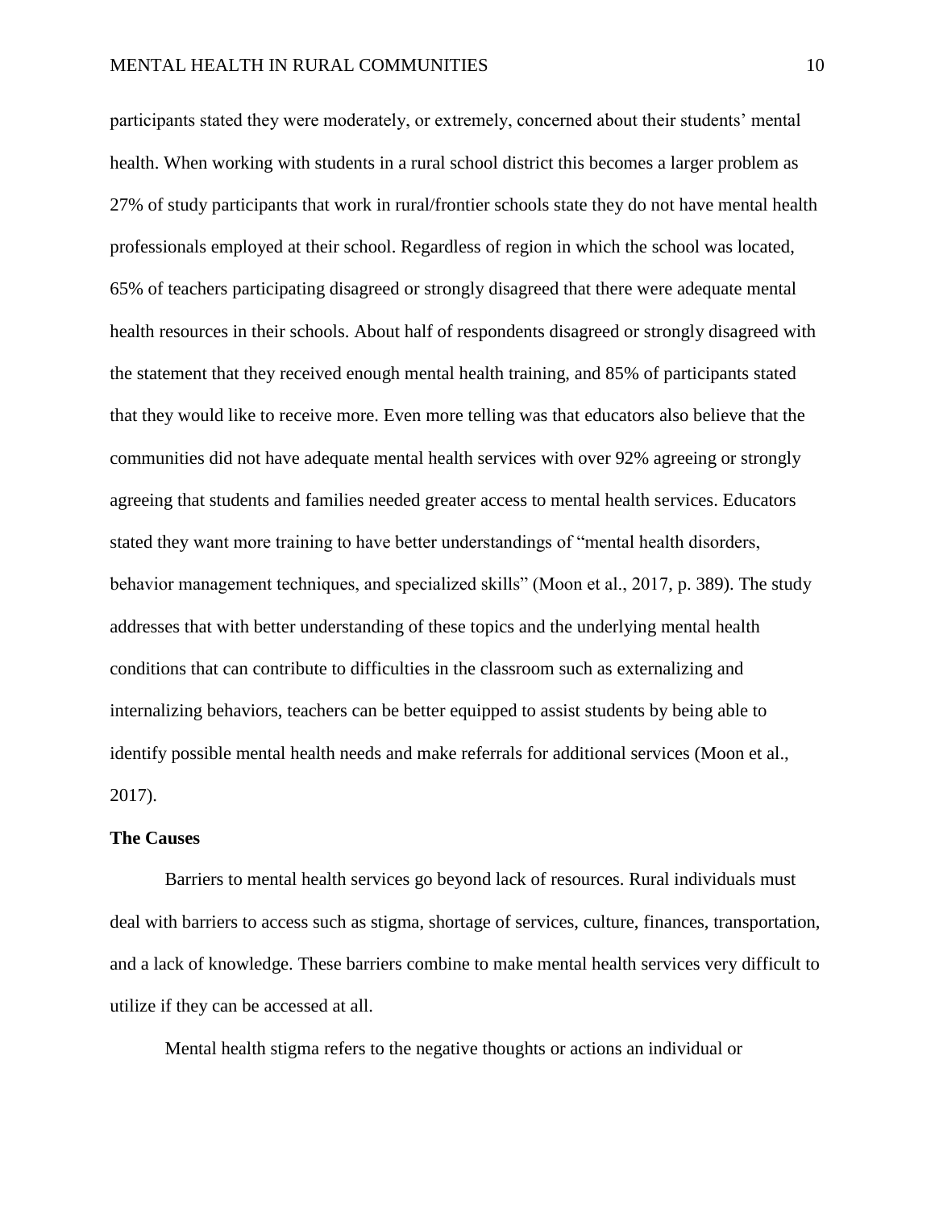participants stated they were moderately, or extremely, concerned about their students' mental health. When working with students in a rural school district this becomes a larger problem as 27% of study participants that work in rural/frontier schools state they do not have mental health professionals employed at their school. Regardless of region in which the school was located, 65% of teachers participating disagreed or strongly disagreed that there were adequate mental health resources in their schools. About half of respondents disagreed or strongly disagreed with the statement that they received enough mental health training, and 85% of participants stated that they would like to receive more. Even more telling was that educators also believe that the communities did not have adequate mental health services with over 92% agreeing or strongly agreeing that students and families needed greater access to mental health services. Educators stated they want more training to have better understandings of "mental health disorders, behavior management techniques, and specialized skills" (Moon et al., 2017, p. 389). The study addresses that with better understanding of these topics and the underlying mental health conditions that can contribute to difficulties in the classroom such as externalizing and internalizing behaviors, teachers can be better equipped to assist students by being able to identify possible mental health needs and make referrals for additional services (Moon et al., 2017).

**The Causes**

Barriers to mental health services go beyond lack of resources. Rural individuals must deal with barriers to access such as stigma, shortage of services, culture, finances, transportation, and a lack of knowledge. These barriers combine to make mental health services very difficult to utilize if they can be accessed at all.

Mental health stigma refers to the negative thoughts or actions an individual or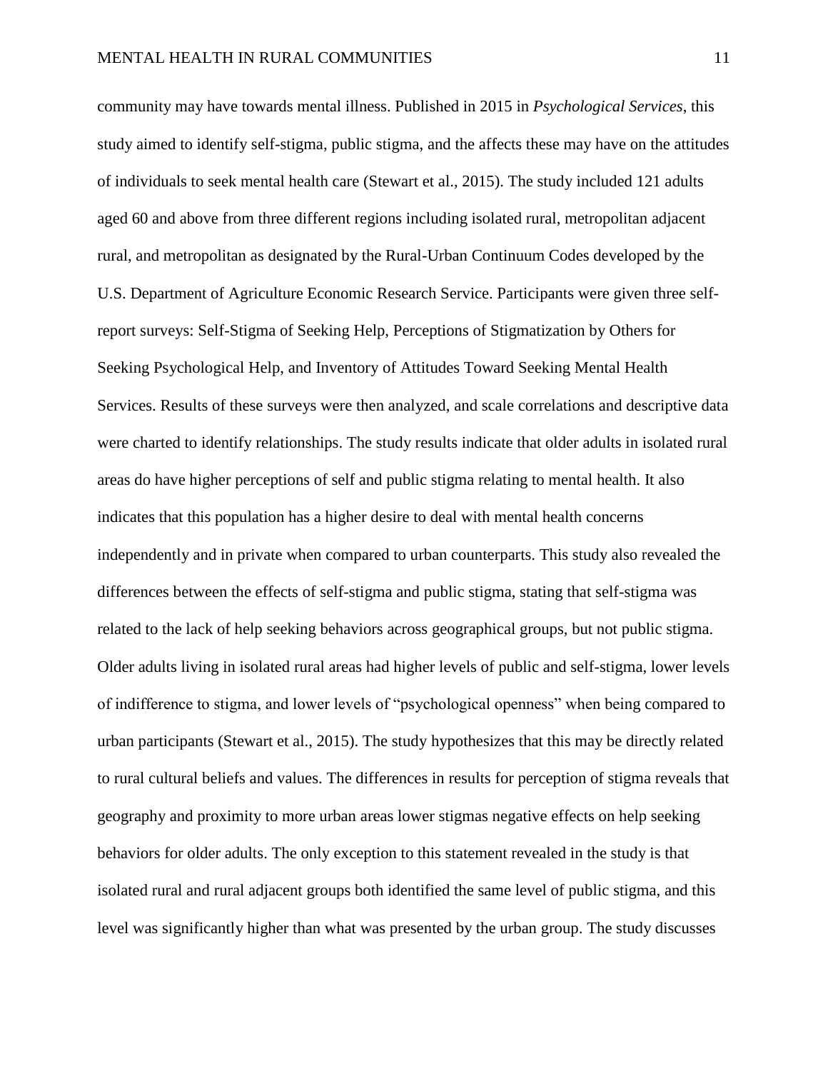community may have towards mental illness. Published in 2015 in *Psychological Services*, this study aimed to identify self-stigma, public stigma, and the affects these may have on the attitudes of individuals to seek mental health care (Stewart et al., 2015). The study included 121 adults aged 60 and above from three different regions including isolated rural, metropolitan adjacent rural, and metropolitan as designated by the Rural-Urban Continuum Codes developed by the U.S. Department of Agriculture Economic Research Service. Participants were given three self-report surveys: Self-Stigma of Seeking Help, Perceptions of Stigmatization by Others for Seeking Psychological Help, and Inventory of Attitudes Toward Seeking Mental Health Services. Results of these surveys were then analyzed, and scale correlations and descriptive data were charted to identify relationships. The study results indicate that older adults in isolated rural areas do have higher perceptions of self and public stigma relating to mental health. It also indicates that this population has a higher desire to deal with mental health concerns independently and in private when compared to urban counterparts. This study also revealed the differences between the effects of self-stigma and public stigma, stating that self-stigma was related to the lack of help seeking behaviors across geographical groups, but not public stigma. Older adults living in isolated rural areas had higher levels of public and self-stigma, lower levels of indifference to stigma, and lower levels of "psychological openness" when being compared to urban participants (Stewart et al., 2015). The study hypothesizes that this may be directly related to rural cultural beliefs and values. The differences in results for perception of stigma reveals that geography and proximity to more urban areas lower stigmas negative effects on help seeking behaviors for older adults. The only exception to this statement revealed in the study is that isolated rural and rural adjacent groups both identified the same level of public stigma, and this level was significantly higher than what was presented by the urban group. The study discusses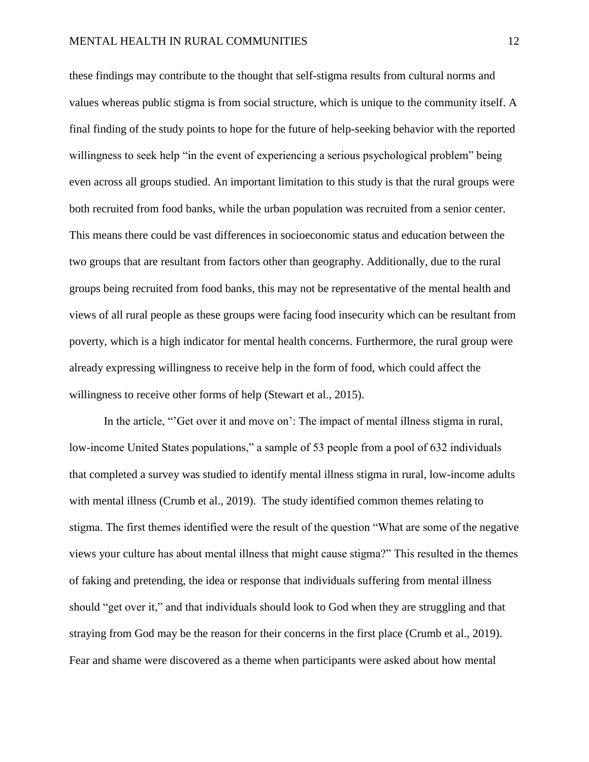these findings may contribute to the thought that self-stigma results from cultural norms and values whereas public stigma is from social structure, which is unique to the community itself. A final finding of the study points to hope for the future of help-seeking behavior with the reported willingness to seek help "in the event of experiencing a serious psychological problem" being even across all groups studied. An important limitation to this study is that the rural groups were both recruited from food banks, while the urban population was recruited from a senior center. This means there could be vast differences in socioeconomic status and education between the two groups that are resultant from factors other than geography. Additionally, due to the rural groups being recruited from food banks, this may not be representative of the mental health and views of all rural people as these groups were facing food insecurity which can be resultant from poverty, which is a high indicator for mental health concerns. Furthermore, the rural group were already expressing willingness to receive help in the form of food, which could affect the willingness to receive other forms of help (Stewart et al., 2015).

In the article, "'Get over it and move on': The impact of mental illness stigma in rural, low-income United States populations," a sample of 53 people from a pool of 632 individuals that completed a survey was studied to identify mental illness stigma in rural, low-income adults with mental illness (Crumb et al., 2019). The study identified common themes relating to stigma. The first themes identified were the result of the question "What are some of the negative views your culture has about mental illness that might cause stigma?" This resulted in the themes of faking and pretending, the idea or response that individuals suffering from mental illness should "get over it," and that individuals should look to God when they are struggling and that straying from God may be the reason for their concerns in the first place (Crumb et al., 2019). Fear and shame were discovered as a theme when participants were asked about how mental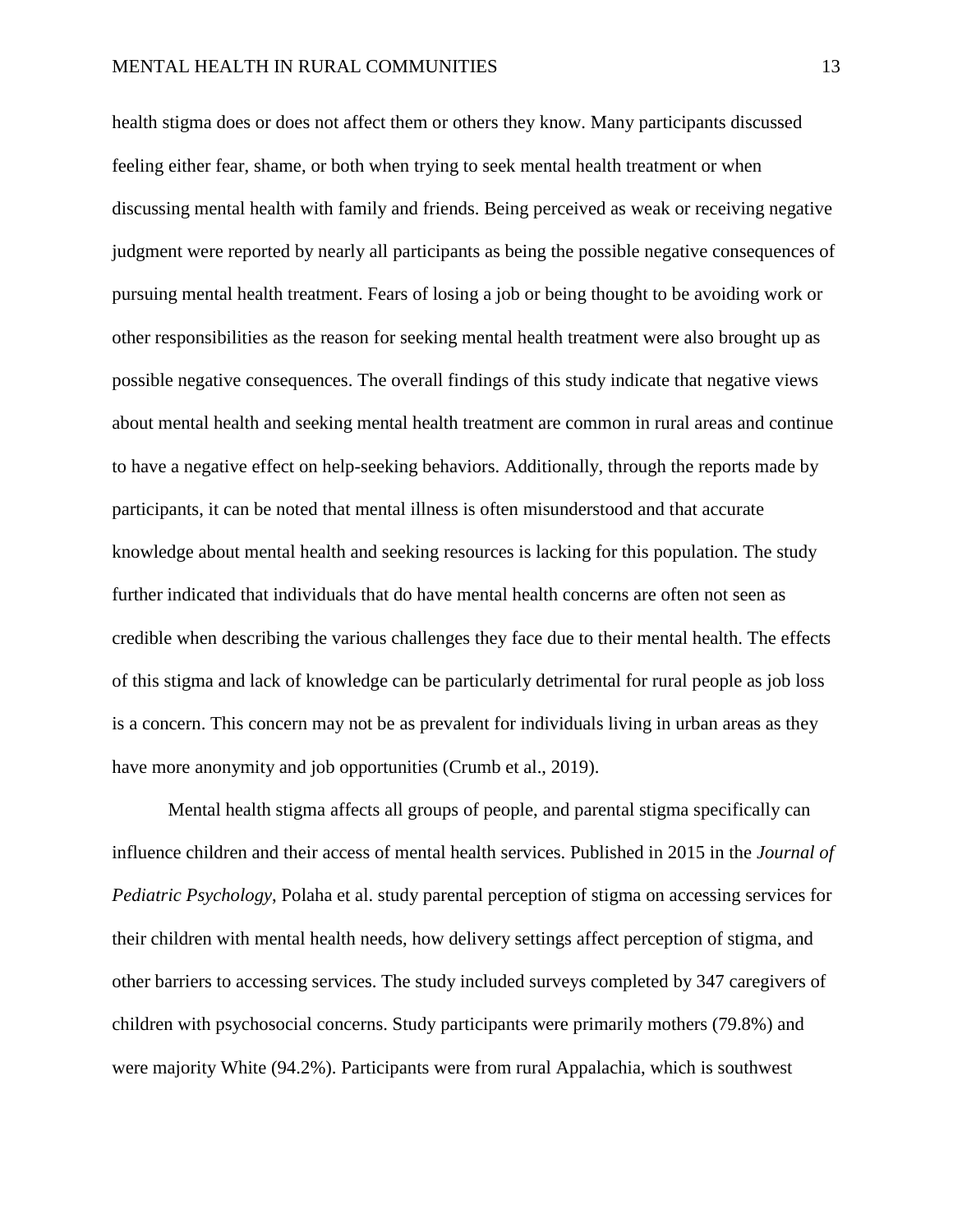health stigma does or does not affect them or others they know. Many participants discussed feeling either fear, shame, or both when trying to seek mental health treatment or when discussing mental health with family and friends. Being perceived as weak or receiving negative judgment were reported by nearly all participants as being the possible negative consequences of pursuing mental health treatment. Fears of losing a job or being thought to be avoiding work or other responsibilities as the reason for seeking mental health treatment were also brought up as possible negative consequences. The overall findings of this study indicate that negative views about mental health and seeking mental health treatment are common in rural areas and continue to have a negative effect on help-seeking behaviors. Additionally, through the reports made by participants, it can be noted that mental illness is often misunderstood and that accurate knowledge about mental health and seeking resources is lacking for this population. The study further indicated that individuals that do have mental health concerns are often not seen as credible when describing the various challenges they face due to their mental health. The effects of this stigma and lack of knowledge can be particularly detrimental for rural people as job loss is a concern. This concern may not be as prevalent for individuals living in urban areas as they have more anonymity and job opportunities (Crumb et al., 2019).

Mental health stigma affects all groups of people, and parental stigma specifically can influence children and their access of mental health services. Published in 2015 in the *Journal of Pediatric Psychology*, Polaha et al. study parental perception of stigma on accessing services for their children with mental health needs, how delivery settings affect perception of stigma, and other barriers to accessing services. The study included surveys completed by 347 caregivers of children with psychosocial concerns. Study participants were primarily mothers (79.8%) and were majority White (94.2%). Participants were from rural Appalachia, which is southwest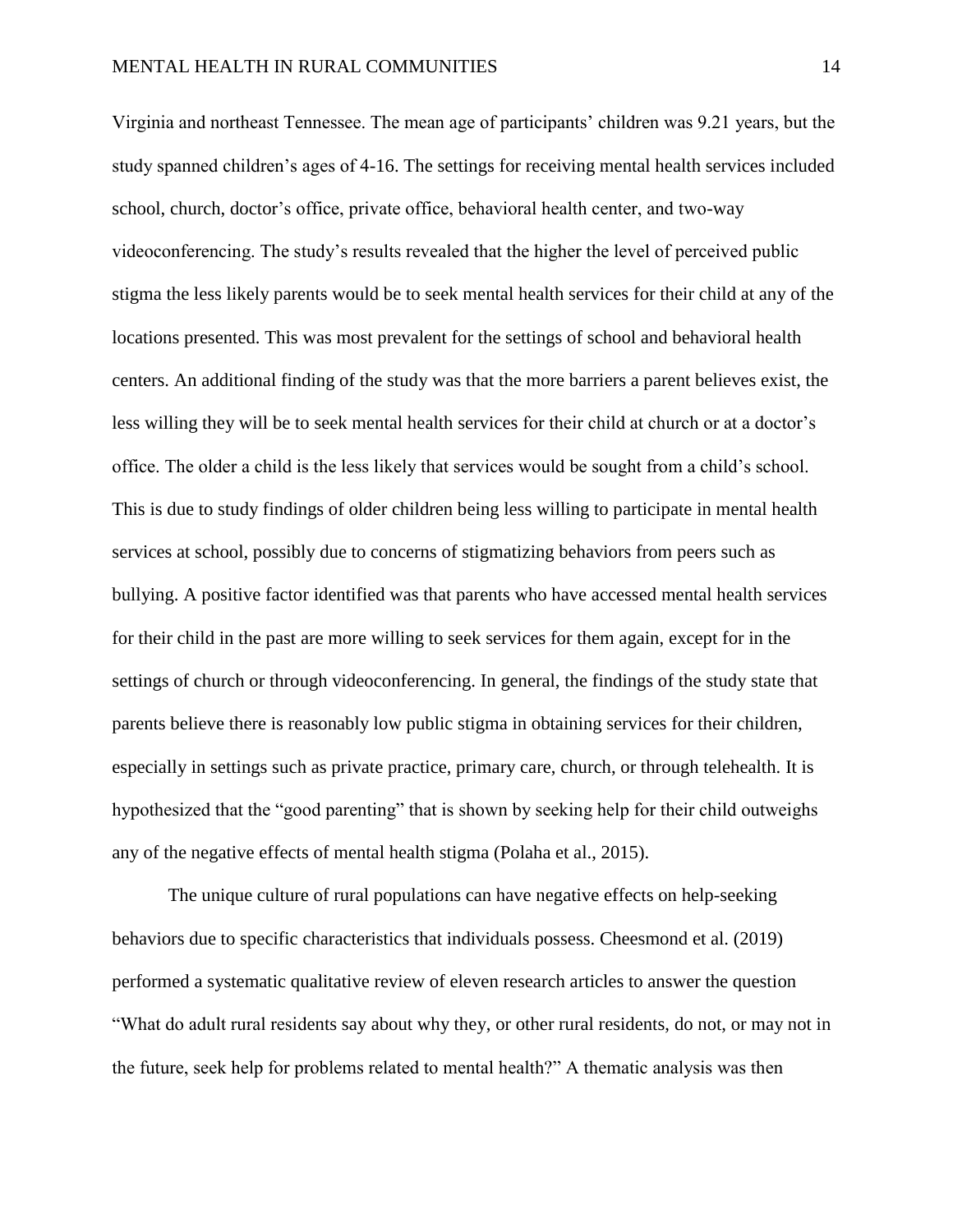Virginia and northeast Tennessee. The mean age of participants' children was 9.21 years, but the study spanned children's ages of 4-16. The settings for receiving mental health services included school, church, doctor's office, private office, behavioral health center, and two-way videoconferencing. The study's results revealed that the higher the level of perceived public stigma the less likely parents would be to seek mental health services for their child at any of the locations presented. This was most prevalent for the settings of school and behavioral health centers. An additional finding of the study was that the more barriers a parent believes exist, the less willing they will be to seek mental health services for their child at church or at a doctor's office. The older a child is the less likely that services would be sought from a child's school. This is due to study findings of older children being less willing to participate in mental health services at school, possibly due to concerns of stigmatizing behaviors from peers such as bullying. A positive factor identified was that parents who have accessed mental health services for their child in the past are more willing to seek services for them again, except for in the settings of church or through videoconferencing. In general, the findings of the study state that parents believe there is reasonably low public stigma in obtaining services for their children, especially in settings such as private practice, primary care, church, or through telehealth. It is hypothesized that the "good parenting" that is shown by seeking help for their child outweighs any of the negative effects of mental health stigma (Polaha et al., 2015).

The unique culture of rural populations can have negative effects on help-seeking behaviors due to specific characteristics that individuals possess. Cheesmond et al. (2019) performed a systematic qualitative review of eleven research articles to answer the question "What do adult rural residents say about why they, or other rural residents, do not, or may not in the future, seek help for problems related to mental health?" A thematic analysis was then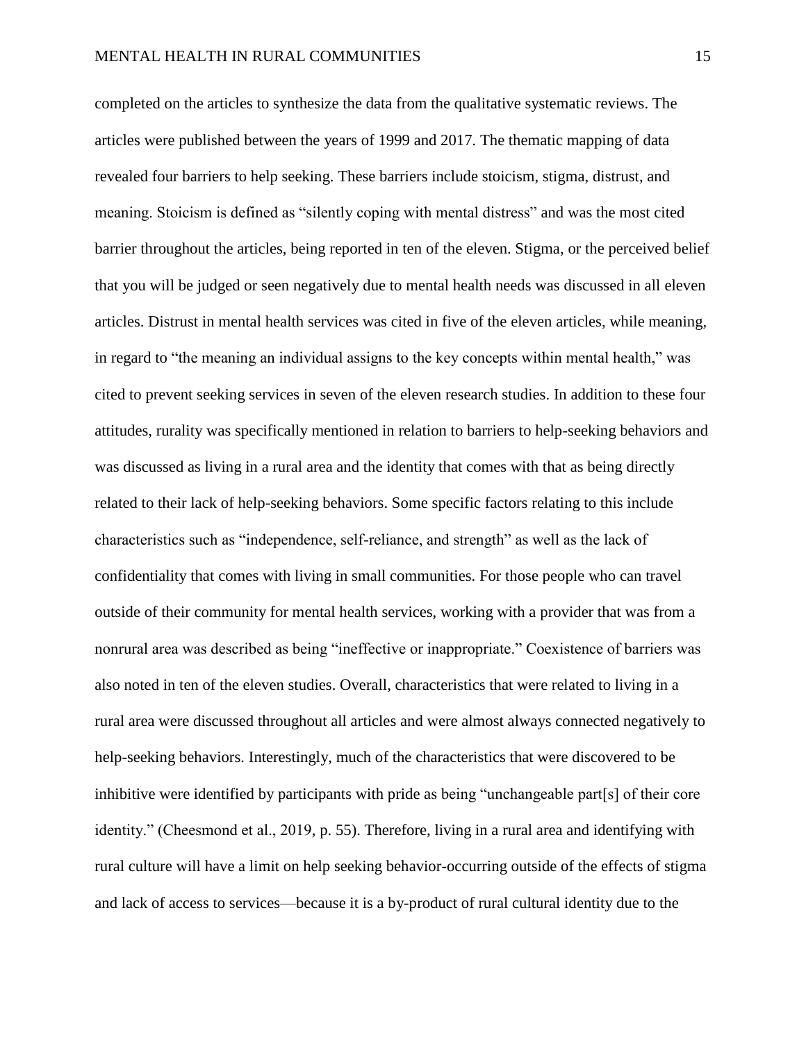completed on the articles to synthesize the data from the qualitative systematic reviews. The articles were published between the years of 1999 and 2017. The thematic mapping of data revealed four barriers to help seeking. These barriers include stoicism, stigma, distrust, and meaning. Stoicism is defined as "silently coping with mental distress" and was the most cited barrier throughout the articles, being reported in ten of the eleven. Stigma, or the perceived belief that you will be judged or seen negatively due to mental health needs was discussed in all eleven articles. Distrust in mental health services was cited in five of the eleven articles, while meaning, in regard to "the meaning an individual assigns to the key concepts within mental health," was cited to prevent seeking services in seven of the eleven research studies. In addition to these four attitudes, rurality was specifically mentioned in relation to barriers to help-seeking behaviors and was discussed as living in a rural area and the identity that comes with that as being directly related to their lack of help-seeking behaviors. Some specific factors relating to this include characteristics such as "independence, self-reliance, and strength" as well as the lack of confidentiality that comes with living in small communities. For those people who can travel outside of their community for mental health services, working with a provider that was from a nonrural area was described as being "ineffective or inappropriate." Coexistence of barriers was also noted in ten of the eleven studies. Overall, characteristics that were related to living in a rural area were discussed throughout all articles and were almost always connected negatively to help-seeking behaviors. Interestingly, much of the characteristics that were discovered to be inhibitive were identified by participants with pride as being "unchangeable part[s] of their core identity." (Cheesmond et al., 2019, p. 55). Therefore, living in a rural area and identifying with rural culture will have a limit on help seeking behavior-occurring outside of the effects of stigma and lack of access to services—because it is a by-product of rural cultural identity due to the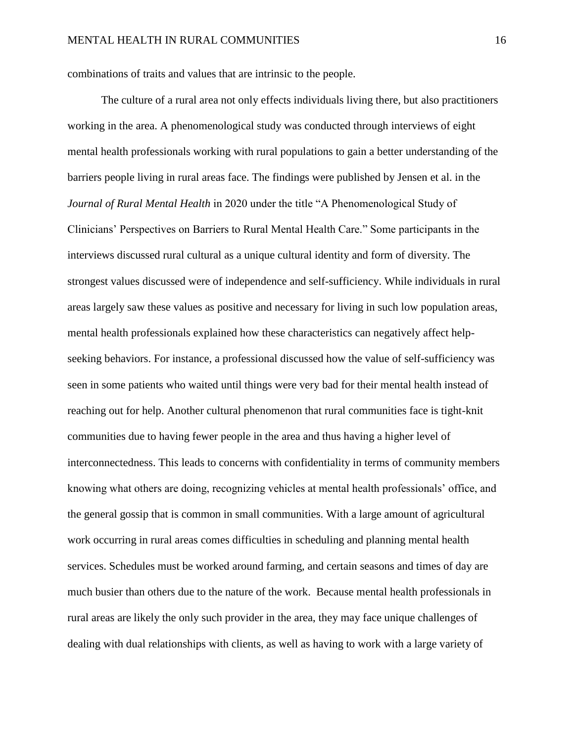combinations of traits and values that are intrinsic to the people.

The culture of a rural area not only effects individuals living there, but also practitioners working in the area. A phenomenological study was conducted through interviews of eight mental health professionals working with rural populations to gain a better understanding of the barriers people living in rural areas face. The findings were published by Jensen et al. in the *Journal of Rural Mental Health* in 2020 under the title "A Phenomenological Study of Clinicians' Perspectives on Barriers to Rural Mental Health Care." Some participants in the interviews discussed rural cultural as a unique cultural identity and form of diversity. The strongest values discussed were of independence and self-sufficiency. While individuals in rural areas largely saw these values as positive and necessary for living in such low population areas, mental health professionals explained how these characteristics can negatively affect help-seeking behaviors. For instance, a professional discussed how the value of self-sufficiency was seen in some patients who waited until things were very bad for their mental health instead of reaching out for help. Another cultural phenomenon that rural communities face is tight-knit communities due to having fewer people in the area and thus having a higher level of interconnectedness. This leads to concerns with confidentiality in terms of community members knowing what others are doing, recognizing vehicles at mental health professionals' office, and the general gossip that is common in small communities. With a large amount of agricultural work occurring in rural areas comes difficulties in scheduling and planning mental health services. Schedules must be worked around farming, and certain seasons and times of day are much busier than others due to the nature of the work. Because mental health professionals in rural areas are likely the only such provider in the area, they may face unique challenges of dealing with dual relationships with clients, as well as having to work with a large variety of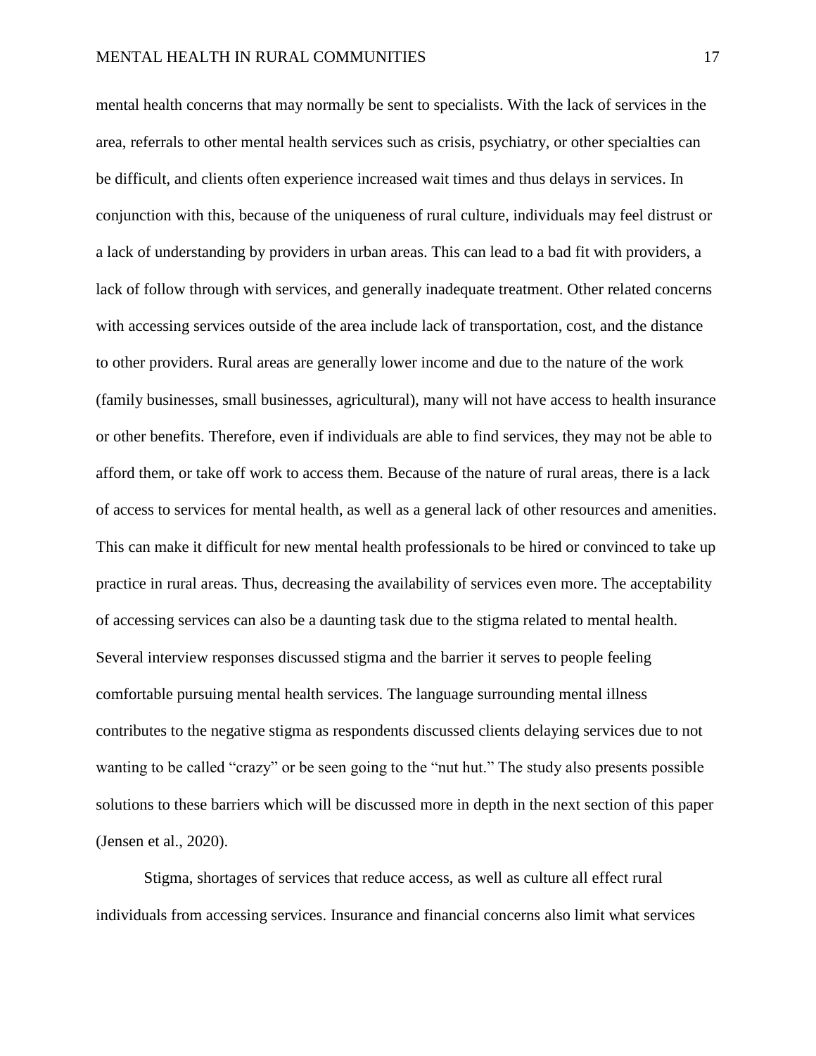mental health concerns that may normally be sent to specialists. With the lack of services in the area, referrals to other mental health services such as crisis, psychiatry, or other specialties can be difficult, and clients often experience increased wait times and thus delays in services. In conjunction with this, because of the uniqueness of rural culture, individuals may feel distrust or a lack of understanding by providers in urban areas. This can lead to a bad fit with providers, a lack of follow through with services, and generally inadequate treatment. Other related concerns with accessing services outside of the area include lack of transportation, cost, and the distance to other providers. Rural areas are generally lower income and due to the nature of the work (family businesses, small businesses, agricultural), many will not have access to health insurance or other benefits. Therefore, even if individuals are able to find services, they may not be able to afford them, or take off work to access them. Because of the nature of rural areas, there is a lack of access to services for mental health, as well as a general lack of other resources and amenities. This can make it difficult for new mental health professionals to be hired or convinced to take up practice in rural areas. Thus, decreasing the availability of services even more. The acceptability of accessing services can also be a daunting task due to the stigma related to mental health. Several interview responses discussed stigma and the barrier it serves to people feeling comfortable pursuing mental health services. The language surrounding mental illness contributes to the negative stigma as respondents discussed clients delaying services due to not wanting to be called "crazy" or be seen going to the "nut hut." The study also presents possible solutions to these barriers which will be discussed more in depth in the next section of this paper (Jensen et al., 2020).

Stigma, shortages of services that reduce access, as well as culture all effect rural individuals from accessing services. Insurance and financial concerns also limit what services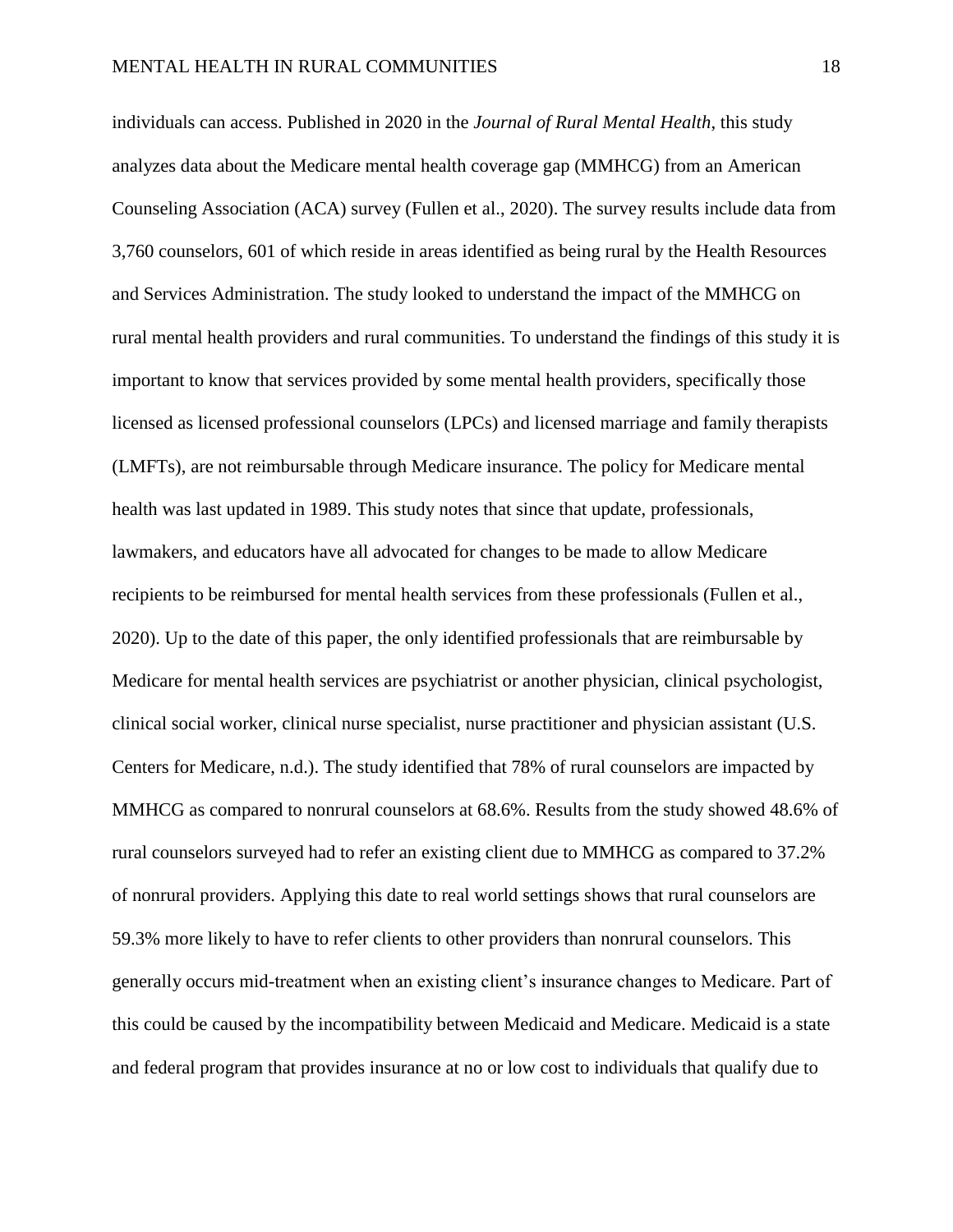individuals can access. Published in 2020 in the *Journal of Rural Mental Health*, this study analyzes data about the Medicare mental health coverage gap (MMHCG) from an American Counseling Association (ACA) survey (Fullen et al., 2020). The survey results include data from 3,760 counselors, 601 of which reside in areas identified as being rural by the Health Resources and Services Administration. The study looked to understand the impact of the MMHCG on rural mental health providers and rural communities. To understand the findings of this study it is important to know that services provided by some mental health providers, specifically those licensed as licensed professional counselors (LPCs) and licensed marriage and family therapists (LMFTs), are not reimbursable through Medicare insurance. The policy for Medicare mental health was last updated in 1989. This study notes that since that update, professionals, lawmakers, and educators have all advocated for changes to be made to allow Medicare recipients to be reimbursed for mental health services from these professionals (Fullen et al., 2020). Up to the date of this paper, the only identified professionals that are reimbursable by Medicare for mental health services are psychiatrist or another physician, clinical psychologist, clinical social worker, clinical nurse specialist, nurse practitioner and physician assistant (U.S. Centers for Medicare, n.d.). The study identified that 78% of rural counselors are impacted by MMHCG as compared to nonrural counselors at 68.6%. Results from the study showed 48.6% of rural counselors surveyed had to refer an existing client due to MMHCG as compared to 37.2% of nonrural providers. Applying this date to real world settings shows that rural counselors are 59.3% more likely to have to refer clients to other providers than nonrural counselors. This generally occurs mid-treatment when an existing client's insurance changes to Medicare. Part of this could be caused by the incompatibility between Medicaid and Medicare. Medicaid is a state and federal program that provides insurance at no or low cost to individuals that qualify due to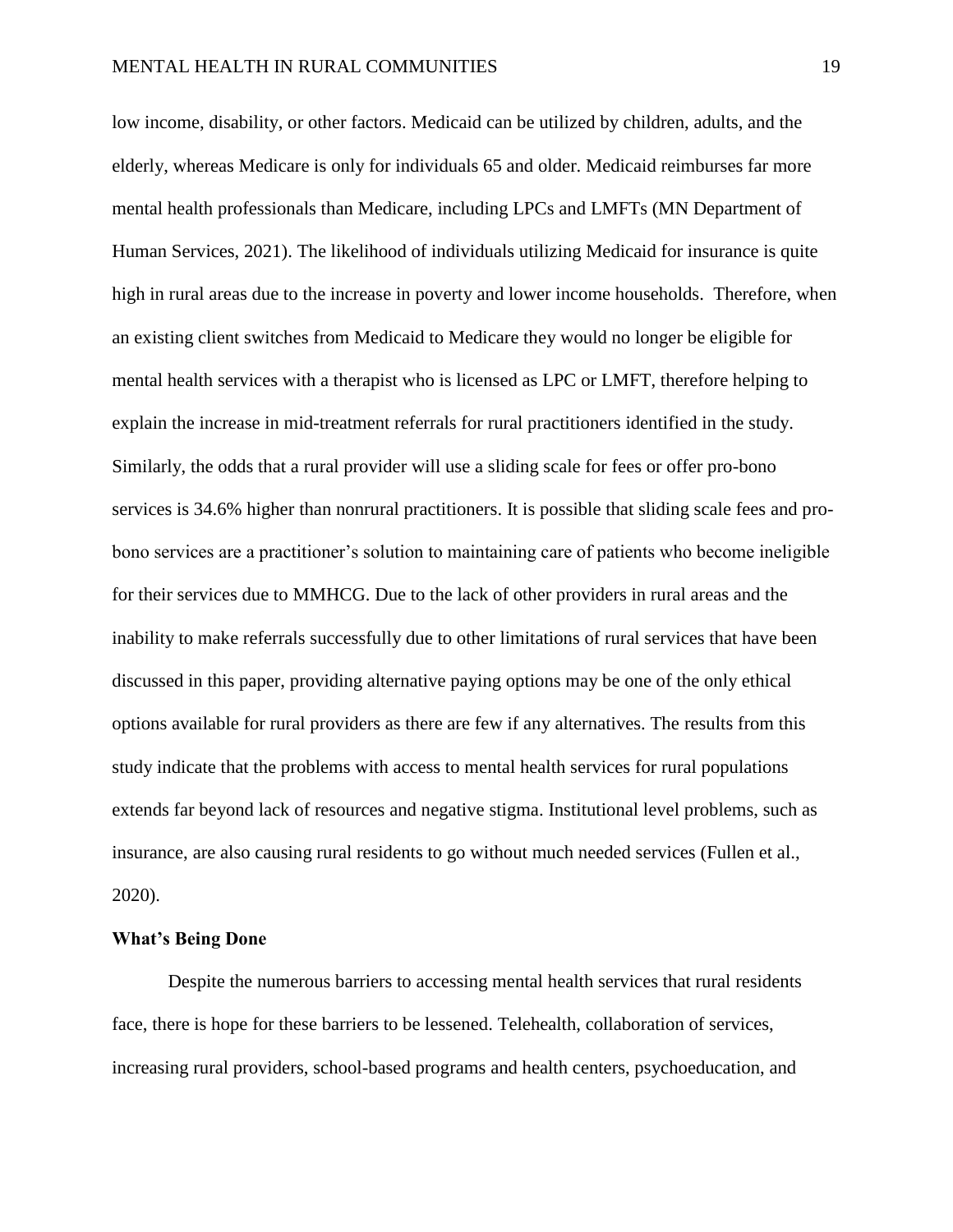low income, disability, or other factors. Medicaid can be utilized by children, adults, and the elderly, whereas Medicare is only for individuals 65 and older. Medicaid reimburses far more mental health professionals than Medicare, including LPCs and LMFTs (MN Department of Human Services, 2021). The likelihood of individuals utilizing Medicaid for insurance is quite high in rural areas due to the increase in poverty and lower income households. Therefore, when an existing client switches from Medicaid to Medicare they would no longer be eligible for mental health services with a therapist who is licensed as LPC or LMFT, therefore helping to explain the increase in mid-treatment referrals for rural practitioners identified in the study. Similarly, the odds that a rural provider will use a sliding scale for fees or offer pro-bono services is 34.6% higher than nonrural practitioners. It is possible that sliding scale fees and pro-bono services are a practitioner's solution to maintaining care of patients who become ineligible for their services due to MMHCG. Due to the lack of other providers in rural areas and the inability to make referrals successfully due to other limitations of rural services that have been discussed in this paper, providing alternative paying options may be one of the only ethical options available for rural providers as there are few if any alternatives. The results from this study indicate that the problems with access to mental health services for rural populations extends far beyond lack of resources and negative stigma. Institutional level problems, such as insurance, are also causing rural residents to go without much needed services (Fullen et al., 2020).

**What's Being Done**

Despite the numerous barriers to accessing mental health services that rural residents face, there is hope for these barriers to be lessened. Telehealth, collaboration of services, increasing rural providers, school-based programs and health centers, psychoeducation, and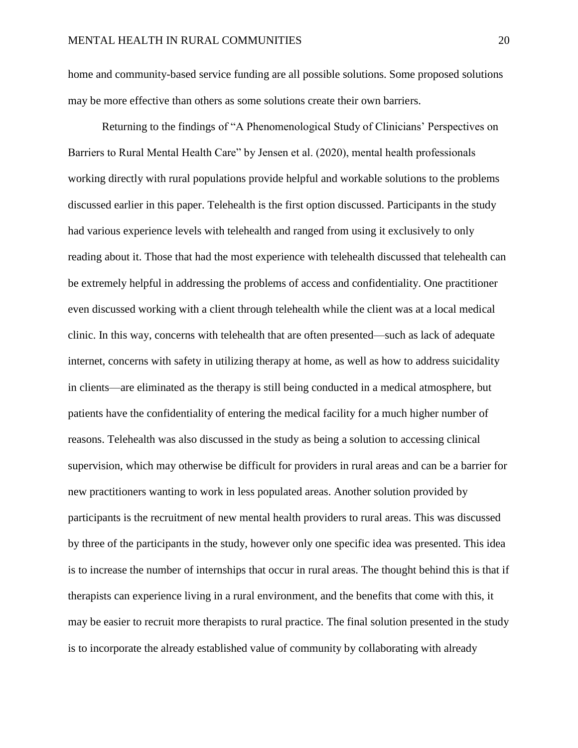home and community-based service funding are all possible solutions. Some proposed solutions may be more effective than others as some solutions create their own barriers.

Returning to the findings of “A Phenomenological Study of Clinicians’ Perspectives on Barriers to Rural Mental Health Care” by Jensen et al. (2020), mental health professionals working directly with rural populations provide helpful and workable solutions to the problems discussed earlier in this paper. Telehealth is the first option discussed. Participants in the study had various experience levels with telehealth and ranged from using it exclusively to only reading about it. Those that had the most experience with telehealth discussed that telehealth can be extremely helpful in addressing the problems of access and confidentiality. One practitioner even discussed working with a client through telehealth while the client was at a local medical clinic. In this way, concerns with telehealth that are often presented—such as lack of adequate internet, concerns with safety in utilizing therapy at home, as well as how to address suicidality in clients—are eliminated as the therapy is still being conducted in a medical atmosphere, but patients have the confidentiality of entering the medical facility for a much higher number of reasons. Telehealth was also discussed in the study as being a solution to accessing clinical supervision, which may otherwise be difficult for providers in rural areas and can be a barrier for new practitioners wanting to work in less populated areas. Another solution provided by participants is the recruitment of new mental health providers to rural areas. This was discussed by three of the participants in the study, however only one specific idea was presented. This idea is to increase the number of internships that occur in rural areas. The thought behind this is that if therapists can experience living in a rural environment, and the benefits that come with this, it may be easier to recruit more therapists to rural practice. The final solution presented in the study is to incorporate the already established value of community by collaborating with already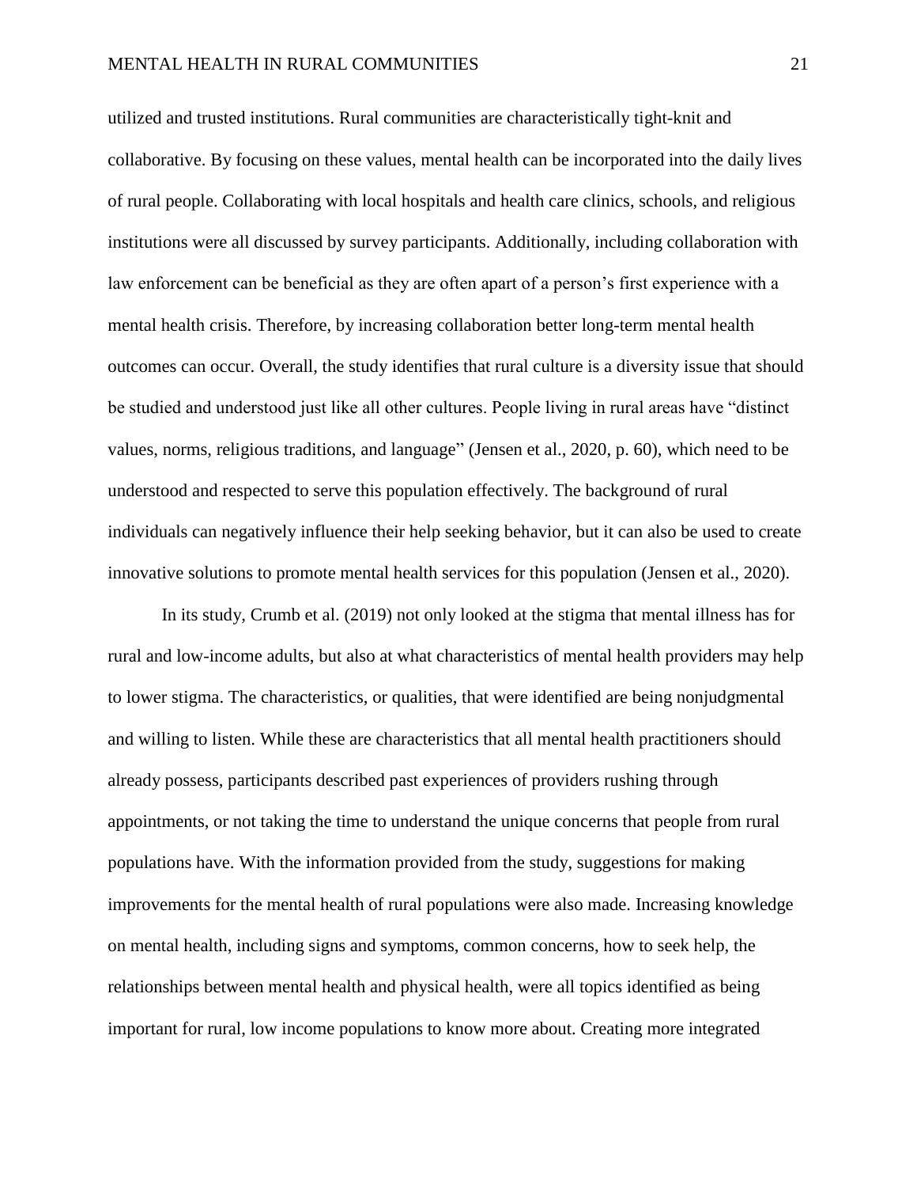utilized and trusted institutions. Rural communities are characteristically tight-knit and collaborative. By focusing on these values, mental health can be incorporated into the daily lives of rural people. Collaborating with local hospitals and health care clinics, schools, and religious institutions were all discussed by survey participants. Additionally, including collaboration with law enforcement can be beneficial as they are often apart of a person's first experience with a mental health crisis. Therefore, by increasing collaboration better long-term mental health outcomes can occur. Overall, the study identifies that rural culture is a diversity issue that should be studied and understood just like all other cultures. People living in rural areas have "distinct values, norms, religious traditions, and language" (Jensen et al., 2020, p. 60), which need to be understood and respected to serve this population effectively. The background of rural individuals can negatively influence their help seeking behavior, but it can also be used to create innovative solutions to promote mental health services for this population (Jensen et al., 2020).

In its study, Crumb et al. (2019) not only looked at the stigma that mental illness has for rural and low-income adults, but also at what characteristics of mental health providers may help to lower stigma. The characteristics, or qualities, that were identified are being nonjudgmental and willing to listen. While these are characteristics that all mental health practitioners should already possess, participants described past experiences of providers rushing through appointments, or not taking the time to understand the unique concerns that people from rural populations have. With the information provided from the study, suggestions for making improvements for the mental health of rural populations were also made. Increasing knowledge on mental health, including signs and symptoms, common concerns, how to seek help, the relationships between mental health and physical health, were all topics identified as being important for rural, low income populations to know more about. Creating more integrated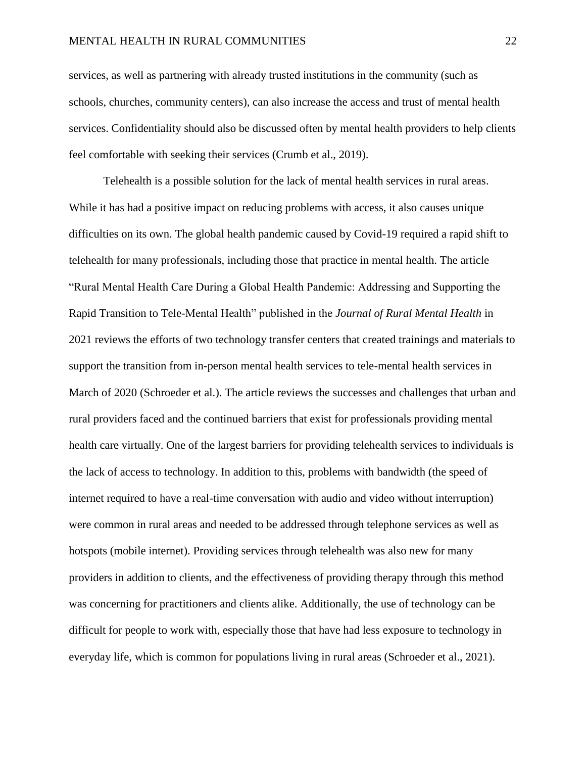services, as well as partnering with already trusted institutions in the community (such as schools, churches, community centers), can also increase the access and trust of mental health services. Confidentiality should also be discussed often by mental health providers to help clients feel comfortable with seeking their services (Crumb et al., 2019).

Telehealth is a possible solution for the lack of mental health services in rural areas. While it has had a positive impact on reducing problems with access, it also causes unique difficulties on its own. The global health pandemic caused by Covid-19 required a rapid shift to telehealth for many professionals, including those that practice in mental health. The article "Rural Mental Health Care During a Global Health Pandemic: Addressing and Supporting the Rapid Transition to Tele-Mental Health" published in the *Journal of Rural Mental Health* in 2021 reviews the efforts of two technology transfer centers that created trainings and materials to support the transition from in-person mental health services to tele-mental health services in March of 2020 (Schroeder et al.). The article reviews the successes and challenges that urban and rural providers faced and the continued barriers that exist for professionals providing mental health care virtually. One of the largest barriers for providing telehealth services to individuals is the lack of access to technology. In addition to this, problems with bandwidth (the speed of internet required to have a real-time conversation with audio and video without interruption) were common in rural areas and needed to be addressed through telephone services as well as hotspots (mobile internet). Providing services through telehealth was also new for many providers in addition to clients, and the effectiveness of providing therapy through this method was concerning for practitioners and clients alike. Additionally, the use of technology can be difficult for people to work with, especially those that have had less exposure to technology in everyday life, which is common for populations living in rural areas (Schroeder et al., 2021).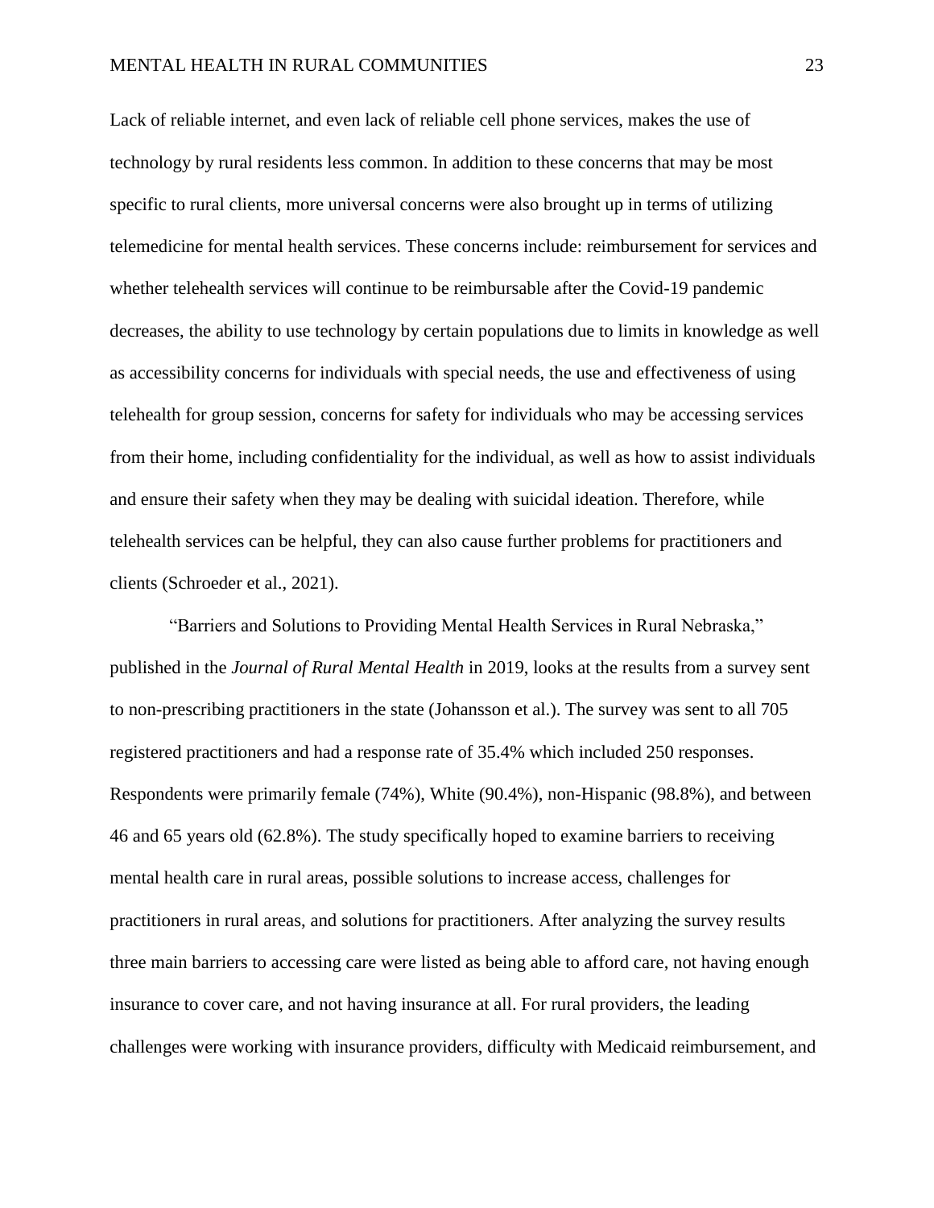Lack of reliable internet, and even lack of reliable cell phone services, makes the use of technology by rural residents less common. In addition to these concerns that may be most specific to rural clients, more universal concerns were also brought up in terms of utilizing telemedicine for mental health services. These concerns include: reimbursement for services and whether telehealth services will continue to be reimbursable after the Covid-19 pandemic decreases, the ability to use technology by certain populations due to limits in knowledge as well as accessibility concerns for individuals with special needs, the use and effectiveness of using telehealth for group session, concerns for safety for individuals who may be accessing services from their home, including confidentiality for the individual, as well as how to assist individuals and ensure their safety when they may be dealing with suicidal ideation. Therefore, while telehealth services can be helpful, they can also cause further problems for practitioners and clients (Schroeder et al., 2021).

"Barriers and Solutions to Providing Mental Health Services in Rural Nebraska," published in the *Journal of Rural Mental Health* in 2019, looks at the results from a survey sent to non-prescribing practitioners in the state (Johansson et al.). The survey was sent to all 705 registered practitioners and had a response rate of 35.4% which included 250 responses. Respondents were primarily female (74%), White (90.4%), non-Hispanic (98.8%), and between 46 and 65 years old (62.8%). The study specifically hoped to examine barriers to receiving mental health care in rural areas, possible solutions to increase access, challenges for practitioners in rural areas, and solutions for practitioners. After analyzing the survey results three main barriers to accessing care were listed as being able to afford care, not having enough insurance to cover care, and not having insurance at all. For rural providers, the leading challenges were working with insurance providers, difficulty with Medicaid reimbursement, and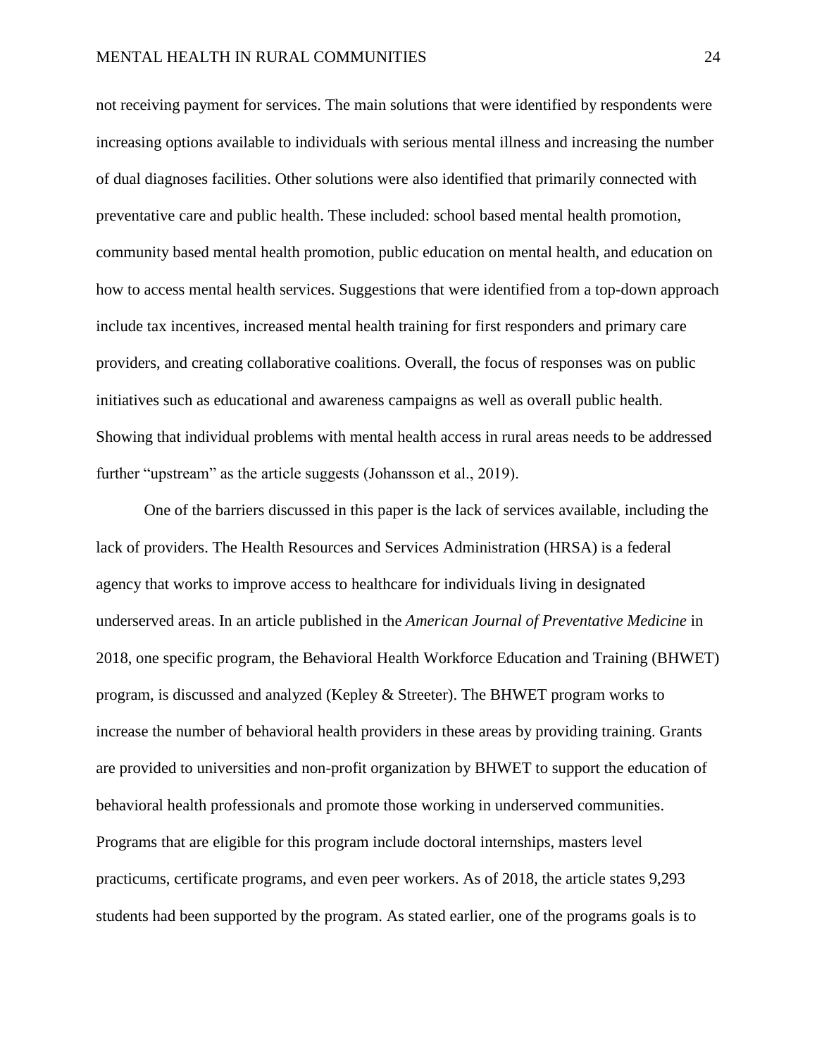not receiving payment for services. The main solutions that were identified by respondents were increasing options available to individuals with serious mental illness and increasing the number of dual diagnoses facilities. Other solutions were also identified that primarily connected with preventative care and public health. These included: school based mental health promotion, community based mental health promotion, public education on mental health, and education on how to access mental health services. Suggestions that were identified from a top-down approach include tax incentives, increased mental health training for first responders and primary care providers, and creating collaborative coalitions. Overall, the focus of responses was on public initiatives such as educational and awareness campaigns as well as overall public health. Showing that individual problems with mental health access in rural areas needs to be addressed further "upstream" as the article suggests (Johansson et al., 2019).

One of the barriers discussed in this paper is the lack of services available, including the lack of providers. The Health Resources and Services Administration (HRSA) is a federal agency that works to improve access to healthcare for individuals living in designated underserved areas. In an article published in the *American Journal of Preventative Medicine* in 2018, one specific program, the Behavioral Health Workforce Education and Training (BHWET) program, is discussed and analyzed (Kepley & Streeter). The BHWET program works to increase the number of behavioral health providers in these areas by providing training. Grants are provided to universities and non-profit organization by BHWET to support the education of behavioral health professionals and promote those working in underserved communities. Programs that are eligible for this program include doctoral internships, masters level practicums, certificate programs, and even peer workers. As of 2018, the article states 9,293 students had been supported by the program. As stated earlier, one of the programs goals is to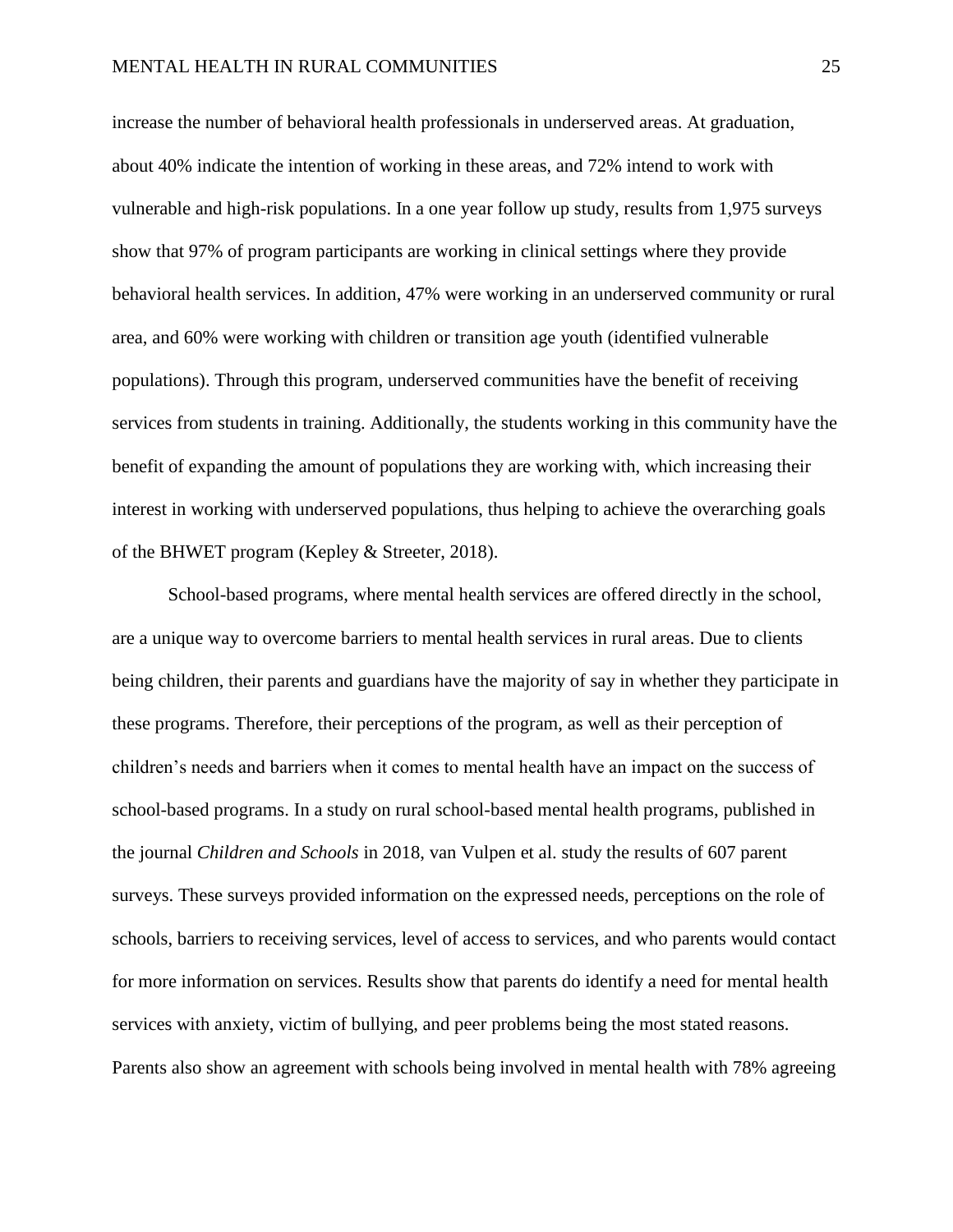increase the number of behavioral health professionals in underserved areas. At graduation, about 40% indicate the intention of working in these areas, and 72% intend to work with vulnerable and high-risk populations. In a one year follow up study, results from 1,975 surveys show that 97% of program participants are working in clinical settings where they provide behavioral health services. In addition, 47% were working in an underserved community or rural area, and 60% were working with children or transition age youth (identified vulnerable populations). Through this program, underserved communities have the benefit of receiving services from students in training. Additionally, the students working in this community have the benefit of expanding the amount of populations they are working with, which increasing their interest in working with underserved populations, thus helping to achieve the overarching goals of the BHWET program (Kepley & Streeter, 2018).

School-based programs, where mental health services are offered directly in the school, are a unique way to overcome barriers to mental health services in rural areas. Due to clients being children, their parents and guardians have the majority of say in whether they participate in these programs. Therefore, their perceptions of the program, as well as their perception of children's needs and barriers when it comes to mental health have an impact on the success of school-based programs. In a study on rural school-based mental health programs, published in the journal *Children and Schools* in 2018, van Vulpen et al. study the results of 607 parent surveys. These surveys provided information on the expressed needs, perceptions on the role of schools, barriers to receiving services, level of access to services, and who parents would contact for more information on services. Results show that parents do identify a need for mental health services with anxiety, victim of bullying, and peer problems being the most stated reasons. Parents also show an agreement with schools being involved in mental health with 78% agreeing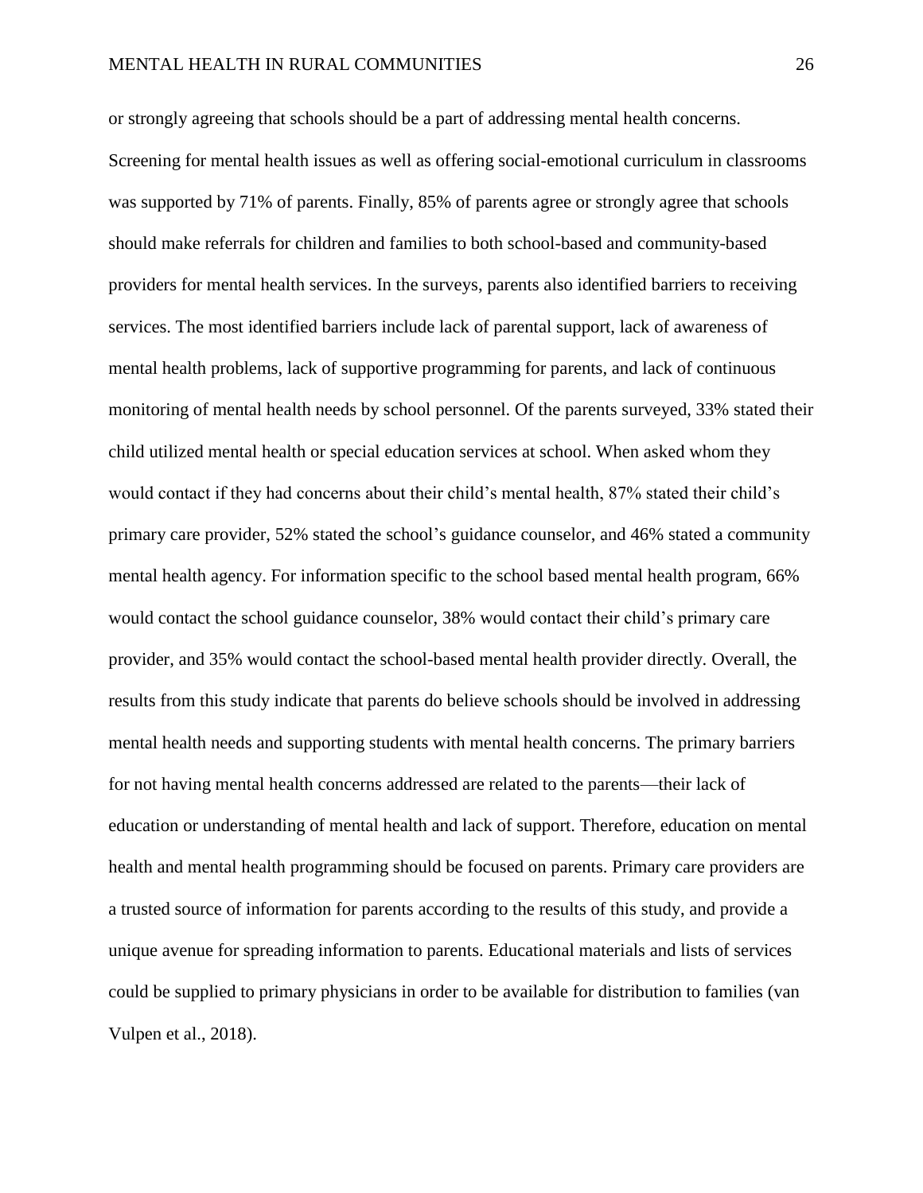or strongly agreeing that schools should be a part of addressing mental health concerns. Screening for mental health issues as well as offering social-emotional curriculum in classrooms was supported by 71% of parents. Finally, 85% of parents agree or strongly agree that schools should make referrals for children and families to both school-based and community-based providers for mental health services. In the surveys, parents also identified barriers to receiving services. The most identified barriers include lack of parental support, lack of awareness of mental health problems, lack of supportive programming for parents, and lack of continuous monitoring of mental health needs by school personnel. Of the parents surveyed, 33% stated their child utilized mental health or special education services at school. When asked whom they would contact if they had concerns about their child's mental health, 87% stated their child's primary care provider, 52% stated the school's guidance counselor, and 46% stated a community mental health agency. For information specific to the school based mental health program, 66% would contact the school guidance counselor, 38% would contact their child's primary care provider, and 35% would contact the school-based mental health provider directly. Overall, the results from this study indicate that parents do believe schools should be involved in addressing mental health needs and supporting students with mental health concerns. The primary barriers for not having mental health concerns addressed are related to the parents—their lack of education or understanding of mental health and lack of support. Therefore, education on mental health and mental health programming should be focused on parents. Primary care providers are a trusted source of information for parents according to the results of this study, and provide a unique avenue for spreading information to parents. Educational materials and lists of services could be supplied to primary physicians in order to be available for distribution to families (van Vulpen et al., 2018).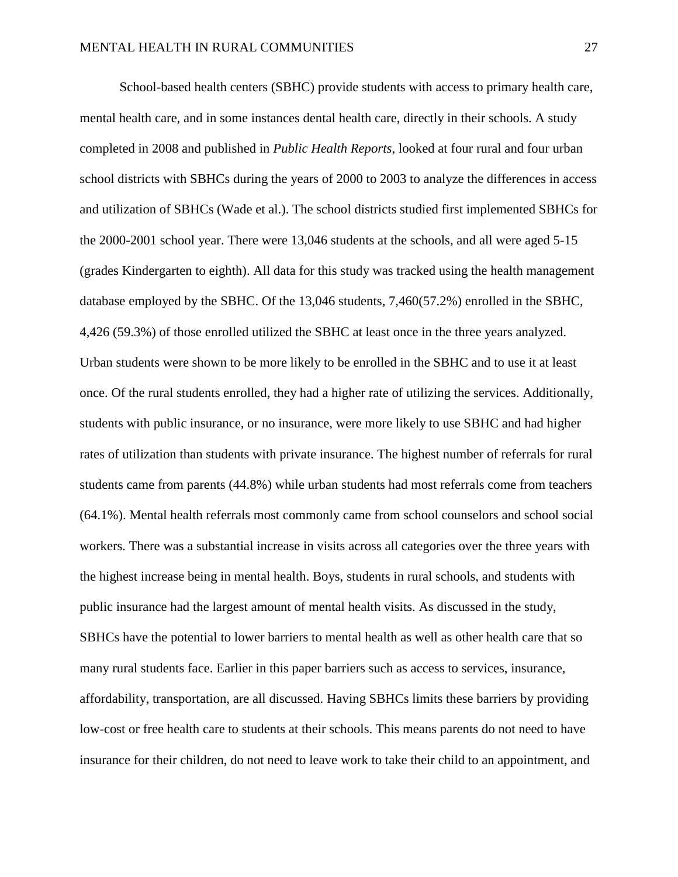School-based health centers (SBHC) provide students with access to primary health care, mental health care, and in some instances dental health care, directly in their schools. A study completed in 2008 and published in *Public Health Reports*, looked at four rural and four urban school districts with SBHCs during the years of 2000 to 2003 to analyze the differences in access and utilization of SBHCs (Wade et al.). The school districts studied first implemented SBHCs for the 2000-2001 school year. There were 13,046 students at the schools, and all were aged 5-15 (grades Kindergarten to eighth). All data for this study was tracked using the health management database employed by the SBHC. Of the 13,046 students, 7,460(57.2%) enrolled in the SBHC, 4,426 (59.3%) of those enrolled utilized the SBHC at least once in the three years analyzed. Urban students were shown to be more likely to be enrolled in the SBHC and to use it at least once. Of the rural students enrolled, they had a higher rate of utilizing the services. Additionally, students with public insurance, or no insurance, were more likely to use SBHC and had higher rates of utilization than students with private insurance. The highest number of referrals for rural students came from parents (44.8%) while urban students had most referrals come from teachers (64.1%). Mental health referrals most commonly came from school counselors and school social workers. There was a substantial increase in visits across all categories over the three years with the highest increase being in mental health. Boys, students in rural schools, and students with public insurance had the largest amount of mental health visits. As discussed in the study, SBHCs have the potential to lower barriers to mental health as well as other health care that so many rural students face. Earlier in this paper barriers such as access to services, insurance, affordability, transportation, are all discussed. Having SBHCs limits these barriers by providing low-cost or free health care to students at their schools. This means parents do not need to have insurance for their children, do not need to leave work to take their child to an appointment, and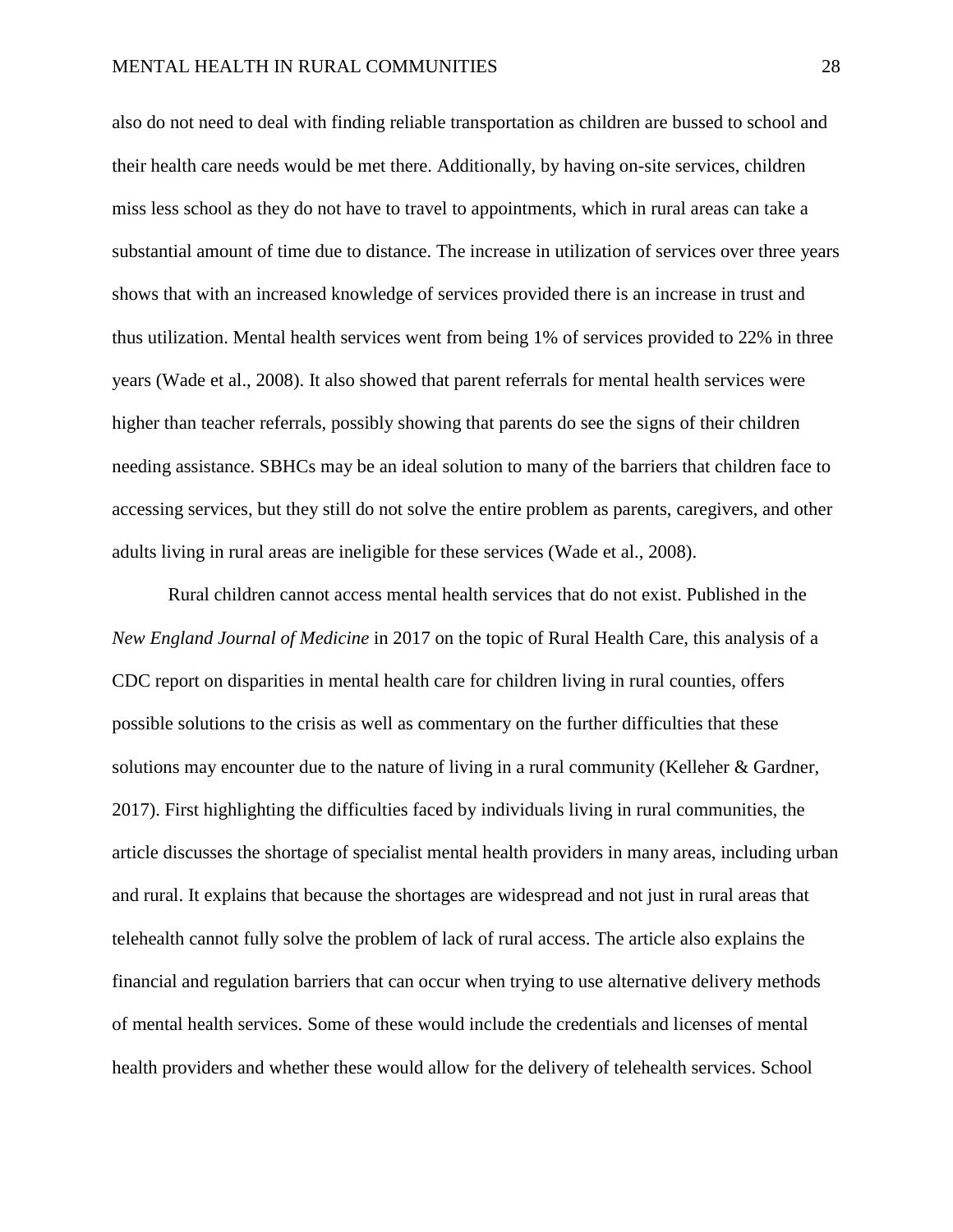also do not need to deal with finding reliable transportation as children are bussed to school and their health care needs would be met there. Additionally, by having on-site services, children miss less school as they do not have to travel to appointments, which in rural areas can take a substantial amount of time due to distance. The increase in utilization of services over three years shows that with an increased knowledge of services provided there is an increase in trust and thus utilization. Mental health services went from being 1% of services provided to 22% in three years (Wade et al., 2008). It also showed that parent referrals for mental health services were higher than teacher referrals, possibly showing that parents do see the signs of their children needing assistance. SBHCs may be an ideal solution to many of the barriers that children face to accessing services, but they still do not solve the entire problem as parents, caregivers, and other adults living in rural areas are ineligible for these services (Wade et al., 2008).

Rural children cannot access mental health services that do not exist. Published in the *New England Journal of Medicine* in 2017 on the topic of Rural Health Care, this analysis of a CDC report on disparities in mental health care for children living in rural counties, offers possible solutions to the crisis as well as commentary on the further difficulties that these solutions may encounter due to the nature of living in a rural community (Kelleher & Gardner, 2017). First highlighting the difficulties faced by individuals living in rural communities, the article discusses the shortage of specialist mental health providers in many areas, including urban and rural. It explains that because the shortages are widespread and not just in rural areas that telehealth cannot fully solve the problem of lack of rural access. The article also explains the financial and regulation barriers that can occur when trying to use alternative delivery methods of mental health services. Some of these would include the credentials and licenses of mental health providers and whether these would allow for the delivery of telehealth services. School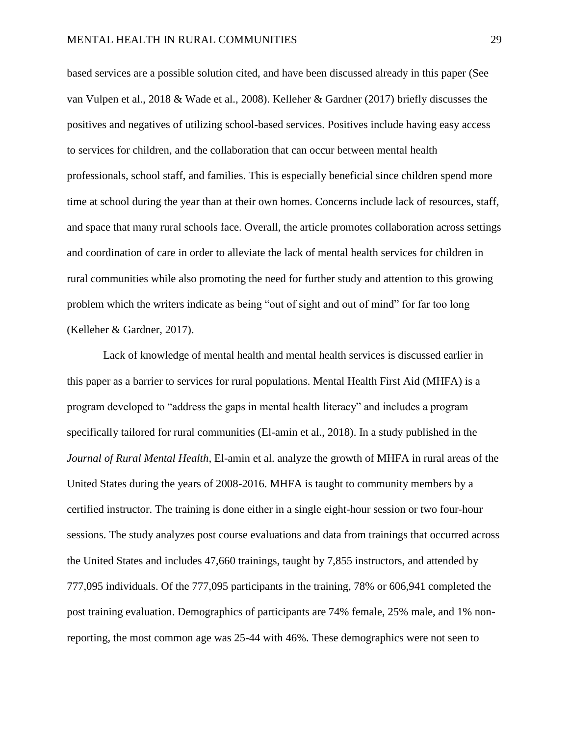based services are a possible solution cited, and have been discussed already in this paper (See van Vulpen et al., 2018 & Wade et al., 2008). Kelleher & Gardner (2017) briefly discusses the positives and negatives of utilizing school-based services. Positives include having easy access to services for children, and the collaboration that can occur between mental health professionals, school staff, and families. This is especially beneficial since children spend more time at school during the year than at their own homes. Concerns include lack of resources, staff, and space that many rural schools face. Overall, the article promotes collaboration across settings and coordination of care in order to alleviate the lack of mental health services for children in rural communities while also promoting the need for further study and attention to this growing problem which the writers indicate as being "out of sight and out of mind" for far too long (Kelleher & Gardner, 2017).

Lack of knowledge of mental health and mental health services is discussed earlier in this paper as a barrier to services for rural populations. Mental Health First Aid (MHFA) is a program developed to "address the gaps in mental health literacy" and includes a program specifically tailored for rural communities (El-amin et al., 2018). In a study published in the *Journal of Rural Mental Health*, El-amin et al. analyze the growth of MHFA in rural areas of the United States during the years of 2008-2016. MHFA is taught to community members by a certified instructor. The training is done either in a single eight-hour session or two four-hour sessions. The study analyzes post course evaluations and data from trainings that occurred across the United States and includes 47,660 trainings, taught by 7,855 instructors, and attended by 777,095 individuals. Of the 777,095 participants in the training, 78% or 606,941 completed the post training evaluation. Demographics of participants are 74% female, 25% male, and 1% non-reporting, the most common age was 25-44 with 46%. These demographics were not seen to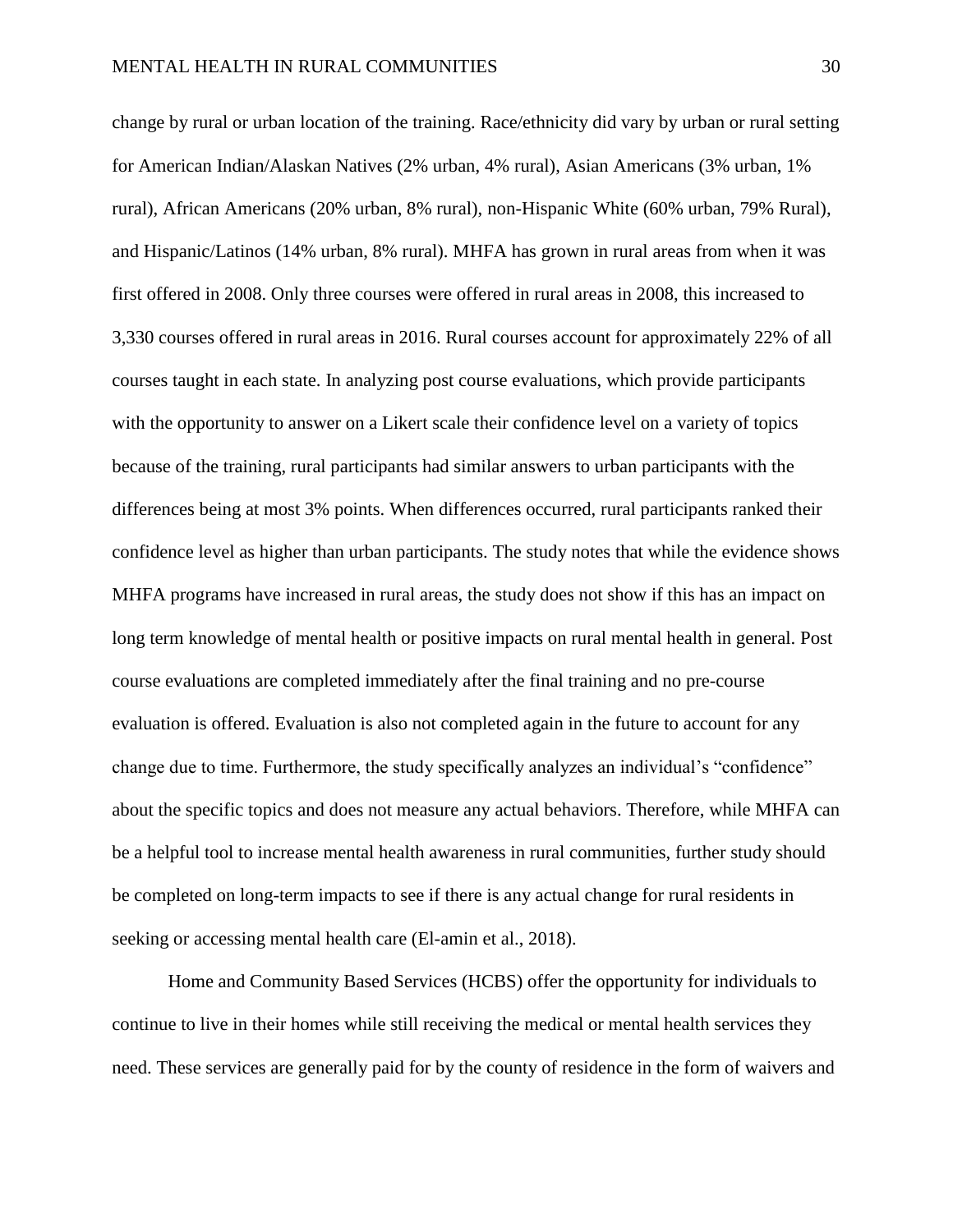change by rural or urban location of the training. Race/ethnicity did vary by urban or rural setting for American Indian/Alaskan Natives (2% urban, 4% rural), Asian Americans (3% urban, 1% rural), African Americans (20% urban, 8% rural), non-Hispanic White (60% urban, 79% Rural), and Hispanic/Latinos (14% urban, 8% rural). MHFA has grown in rural areas from when it was first offered in 2008. Only three courses were offered in rural areas in 2008, this increased to 3,330 courses offered in rural areas in 2016. Rural courses account for approximately 22% of all courses taught in each state. In analyzing post course evaluations, which provide participants with the opportunity to answer on a Likert scale their confidence level on a variety of topics because of the training, rural participants had similar answers to urban participants with the differences being at most 3% points. When differences occurred, rural participants ranked their confidence level as higher than urban participants. The study notes that while the evidence shows MHFA programs have increased in rural areas, the study does not show if this has an impact on long term knowledge of mental health or positive impacts on rural mental health in general. Post course evaluations are completed immediately after the final training and no pre-course evaluation is offered. Evaluation is also not completed again in the future to account for any change due to time. Furthermore, the study specifically analyzes an individual's "confidence" about the specific topics and does not measure any actual behaviors. Therefore, while MHFA can be a helpful tool to increase mental health awareness in rural communities, further study should be completed on long-term impacts to see if there is any actual change for rural residents in seeking or accessing mental health care (El-amin et al., 2018).

Home and Community Based Services (HCBS) offer the opportunity for individuals to continue to live in their homes while still receiving the medical or mental health services they need. These services are generally paid for by the county of residence in the form of waivers and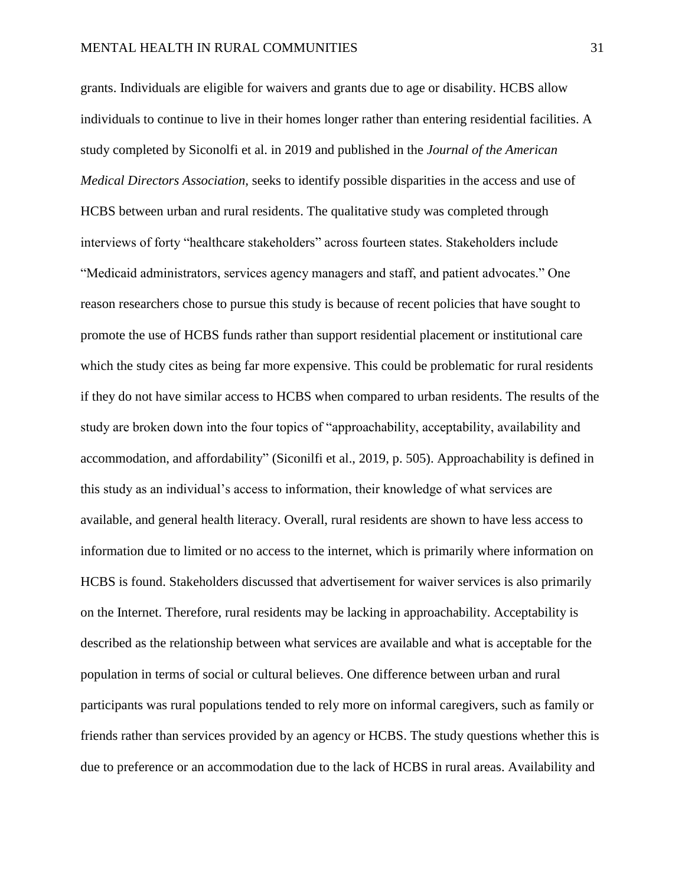grants. Individuals are eligible for waivers and grants due to age or disability. HCBS allow individuals to continue to live in their homes longer rather than entering residential facilities. A study completed by Siconolfi et al. in 2019 and published in the *Journal of the American Medical Directors Association*, seeks to identify possible disparities in the access and use of HCBS between urban and rural residents. The qualitative study was completed through interviews of forty "healthcare stakeholders" across fourteen states. Stakeholders include "Medicaid administrators, services agency managers and staff, and patient advocates." One reason researchers chose to pursue this study is because of recent policies that have sought to promote the use of HCBS funds rather than support residential placement or institutional care which the study cites as being far more expensive. This could be problematic for rural residents if they do not have similar access to HCBS when compared to urban residents. The results of the study are broken down into the four topics of "approachability, acceptability, availability and accommodation, and affordability" (Siconilfi et al., 2019, p. 505). Approachability is defined in this study as an individual's access to information, their knowledge of what services are available, and general health literacy. Overall, rural residents are shown to have less access to information due to limited or no access to the internet, which is primarily where information on HCBS is found. Stakeholders discussed that advertisement for waiver services is also primarily on the Internet. Therefore, rural residents may be lacking in approachability. Acceptability is described as the relationship between what services are available and what is acceptable for the population in terms of social or cultural believes. One difference between urban and rural participants was rural populations tended to rely more on informal caregivers, such as family or friends rather than services provided by an agency or HCBS. The study questions whether this is due to preference or an accommodation due to the lack of HCBS in rural areas. Availability and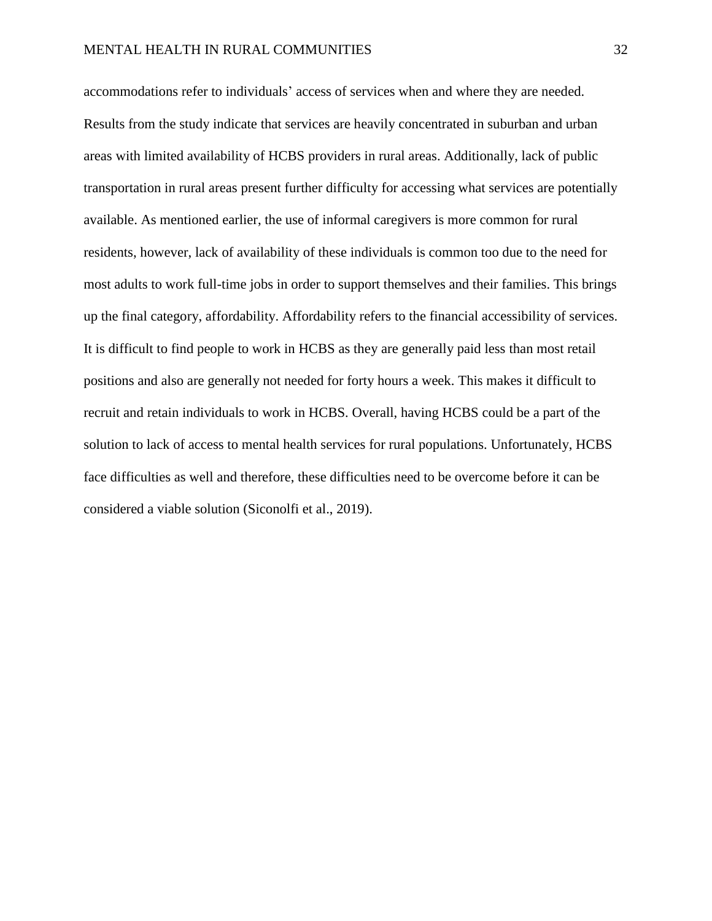accommodations refer to individuals' access of services when and where they are needed. Results from the study indicate that services are heavily concentrated in suburban and urban areas with limited availability of HCBS providers in rural areas. Additionally, lack of public transportation in rural areas present further difficulty for accessing what services are potentially available. As mentioned earlier, the use of informal caregivers is more common for rural residents, however, lack of availability of these individuals is common too due to the need for most adults to work full-time jobs in order to support themselves and their families. This brings up the final category, affordability. Affordability refers to the financial accessibility of services. It is difficult to find people to work in HCBS as they are generally paid less than most retail positions and also are generally not needed for forty hours a week. This makes it difficult to recruit and retain individuals to work in HCBS. Overall, having HCBS could be a part of the solution to lack of access to mental health services for rural populations. Unfortunately, HCBS face difficulties as well and therefore, these difficulties need to be overcome before it can be considered a viable solution (Siconolfi et al., 2019).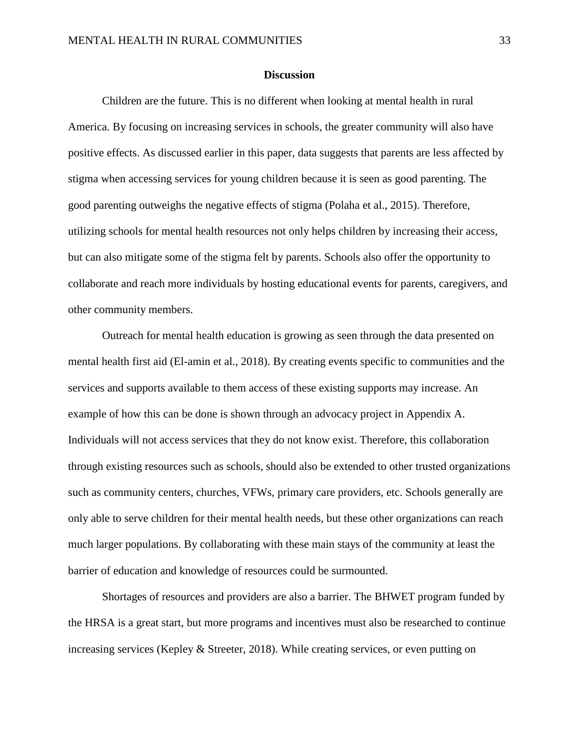## Discussion

Children are the future. This is no different when looking at mental health in rural America. By focusing on increasing services in schools, the greater community will also have positive effects. As discussed earlier in this paper, data suggests that parents are less affected by stigma when accessing services for young children because it is seen as good parenting. The good parenting outweighs the negative effects of stigma (Polaha et al., 2015). Therefore, utilizing schools for mental health resources not only helps children by increasing their access, but can also mitigate some of the stigma felt by parents. Schools also offer the opportunity to collaborate and reach more individuals by hosting educational events for parents, caregivers, and other community members.

Outreach for mental health education is growing as seen through the data presented on mental health first aid (El-amin et al., 2018). By creating events specific to communities and the services and supports available to them access of these existing supports may increase. An example of how this can be done is shown through an advocacy project in Appendix A. Individuals will not access services that they do not know exist. Therefore, this collaboration through existing resources such as schools, should also be extended to other trusted organizations such as community centers, churches, VFWs, primary care providers, etc. Schools generally are only able to serve children for their mental health needs, but these other organizations can reach much larger populations. By collaborating with these main stays of the community at least the barrier of education and knowledge of resources could be surmounted.

Shortages of resources and providers are also a barrier. The BHWET program funded by the HRSA is a great start, but more programs and incentives must also be researched to continue increasing services (Kepley & Streeter, 2018). While creating services, or even putting on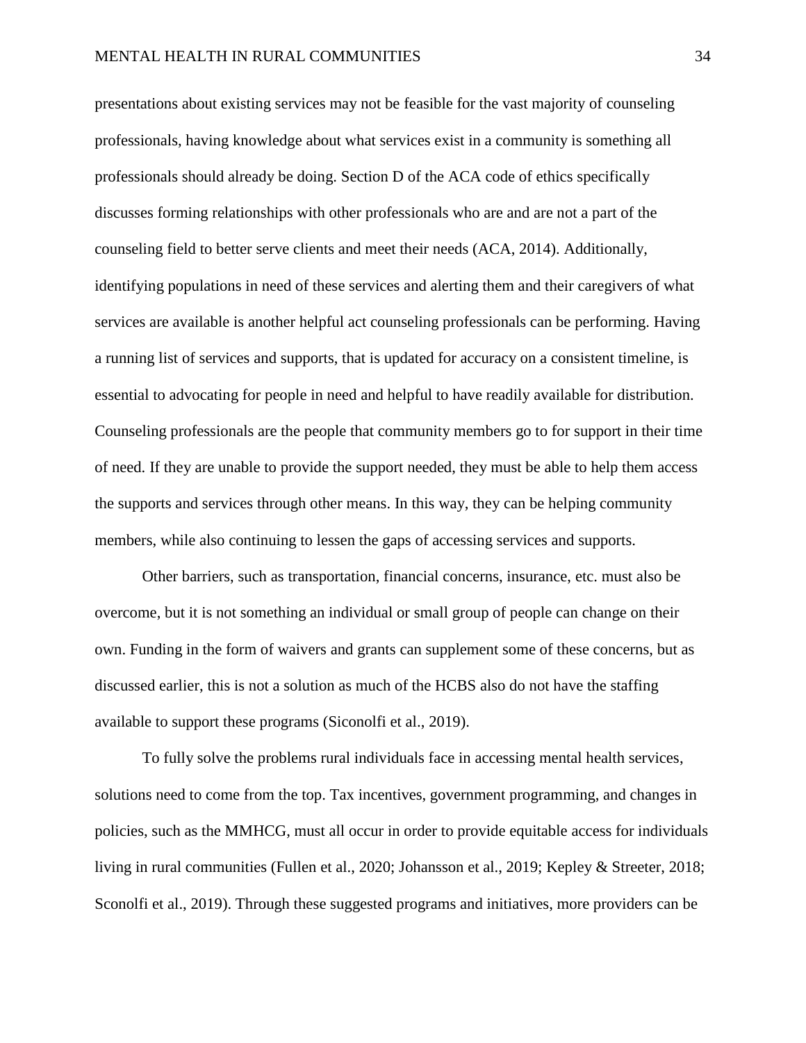presentations about existing services may not be feasible for the vast majority of counseling professionals, having knowledge about what services exist in a community is something all professionals should already be doing. Section D of the ACA code of ethics specifically discusses forming relationships with other professionals who are and are not a part of the counseling field to better serve clients and meet their needs (ACA, 2014). Additionally, identifying populations in need of these services and alerting them and their caregivers of what services are available is another helpful act counseling professionals can be performing. Having a running list of services and supports, that is updated for accuracy on a consistent timeline, is essential to advocating for people in need and helpful to have readily available for distribution. Counseling professionals are the people that community members go to for support in their time of need. If they are unable to provide the support needed, they must be able to help them access the supports and services through other means. In this way, they can be helping community members, while also continuing to lessen the gaps of accessing services and supports.

Other barriers, such as transportation, financial concerns, insurance, etc. must also be overcome, but it is not something an individual or small group of people can change on their own. Funding in the form of waivers and grants can supplement some of these concerns, but as discussed earlier, this is not a solution as much of the HCBS also do not have the staffing available to support these programs (Siconolfi et al., 2019).

To fully solve the problems rural individuals face in accessing mental health services, solutions need to come from the top. Tax incentives, government programming, and changes in policies, such as the MMHCG, must all occur in order to provide equitable access for individuals living in rural communities (Fullen et al., 2020; Johansson et al., 2019; Kepley & Streeter, 2018; Sconolfi et al., 2019). Through these suggested programs and initiatives, more providers can be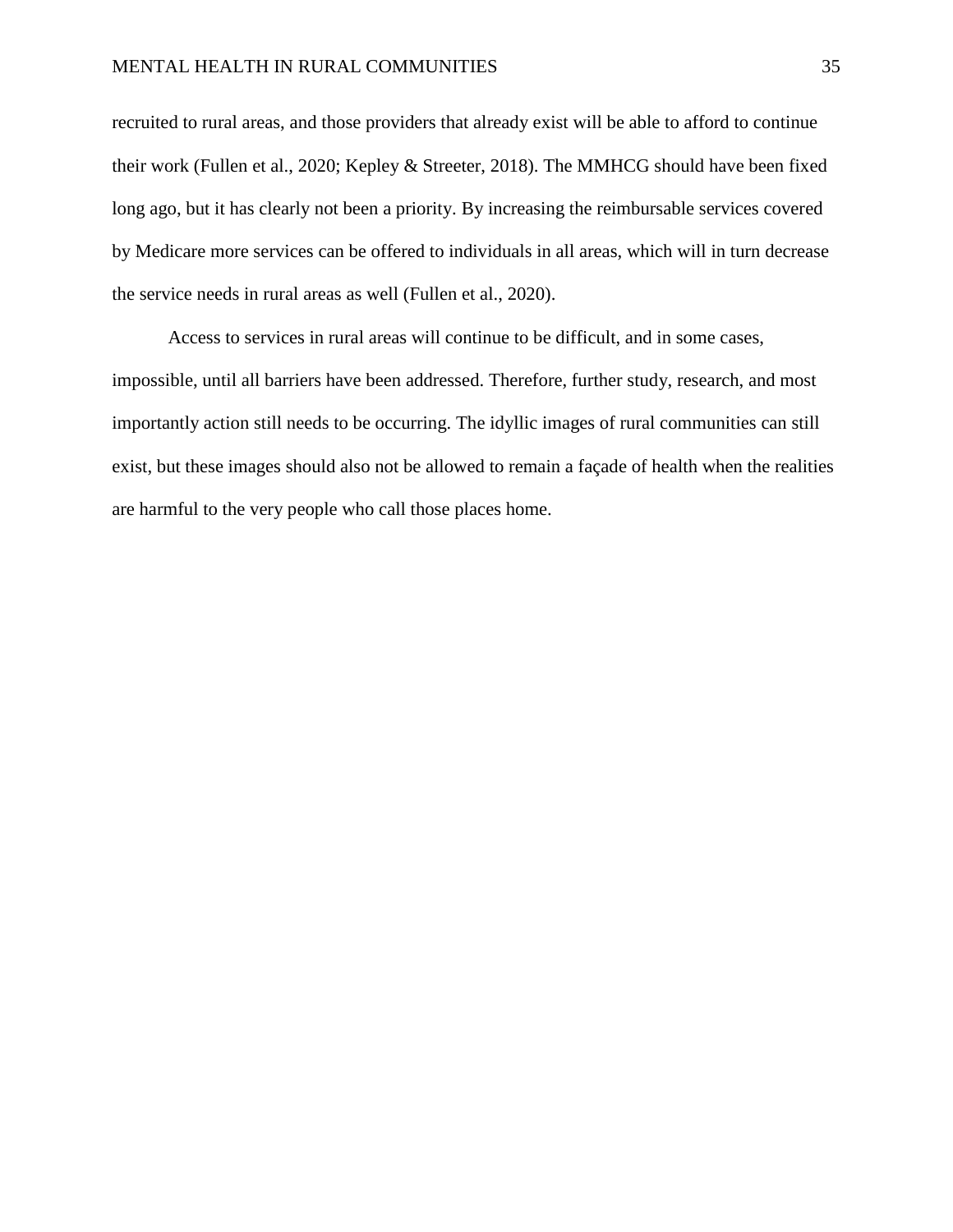recruited to rural areas, and those providers that already exist will be able to afford to continue their work (Fullen et al., 2020; Kepley & Streeter, 2018). The MMHCG should have been fixed long ago, but it has clearly not been a priority. By increasing the reimbursable services covered by Medicare more services can be offered to individuals in all areas, which will in turn decrease the service needs in rural areas as well (Fullen et al., 2020).

Access to services in rural areas will continue to be difficult, and in some cases, impossible, until all barriers have been addressed. Therefore, further study, research, and most importantly action still needs to be occurring. The idyllic images of rural communities can still exist, but these images should also not be allowed to remain a façade of health when the realities are harmful to the very people who call those places home.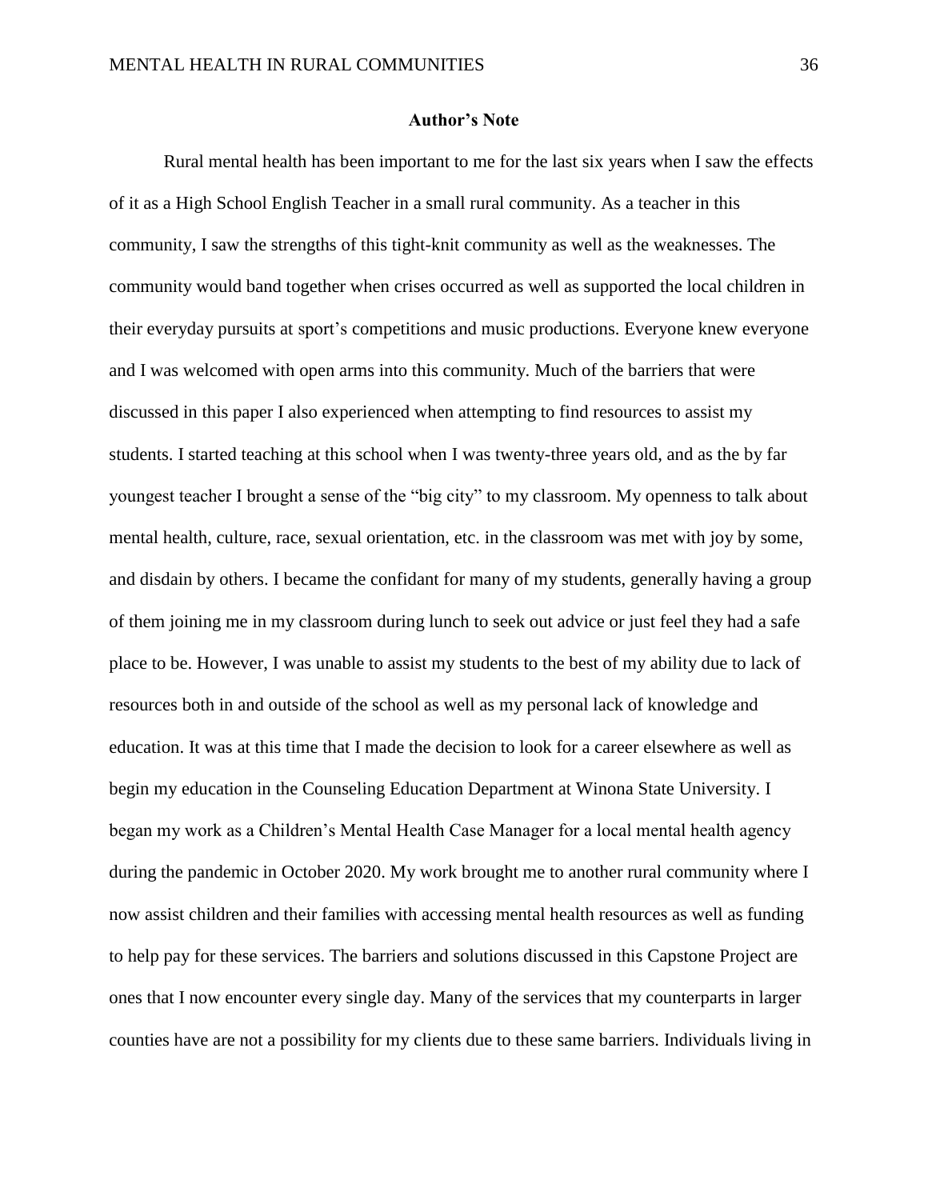**Author's Note**

Rural mental health has been important to me for the last six years when I saw the effects of it as a High School English Teacher in a small rural community. As a teacher in this community, I saw the strengths of this tight-knit community as well as the weaknesses. The community would band together when crises occurred as well as supported the local children in their everyday pursuits at sport's competitions and music productions. Everyone knew everyone and I was welcomed with open arms into this community. Much of the barriers that were discussed in this paper I also experienced when attempting to find resources to assist my students. I started teaching at this school when I was twenty-three years old, and as the by far youngest teacher I brought a sense of the "big city" to my classroom. My openness to talk about mental health, culture, race, sexual orientation, etc. in the classroom was met with joy by some, and disdain by others. I became the confidant for many of my students, generally having a group of them joining me in my classroom during lunch to seek out advice or just feel they had a safe place to be. However, I was unable to assist my students to the best of my ability due to lack of resources both in and outside of the school as well as my personal lack of knowledge and education. It was at this time that I made the decision to look for a career elsewhere as well as begin my education in the Counseling Education Department at Winona State University. I began my work as a Children's Mental Health Case Manager for a local mental health agency during the pandemic in October 2020. My work brought me to another rural community where I now assist children and their families with accessing mental health resources as well as funding to help pay for these services. The barriers and solutions discussed in this Capstone Project are ones that I now encounter every single day. Many of the services that my counterparts in larger counties have are not a possibility for my clients due to these same barriers. Individuals living in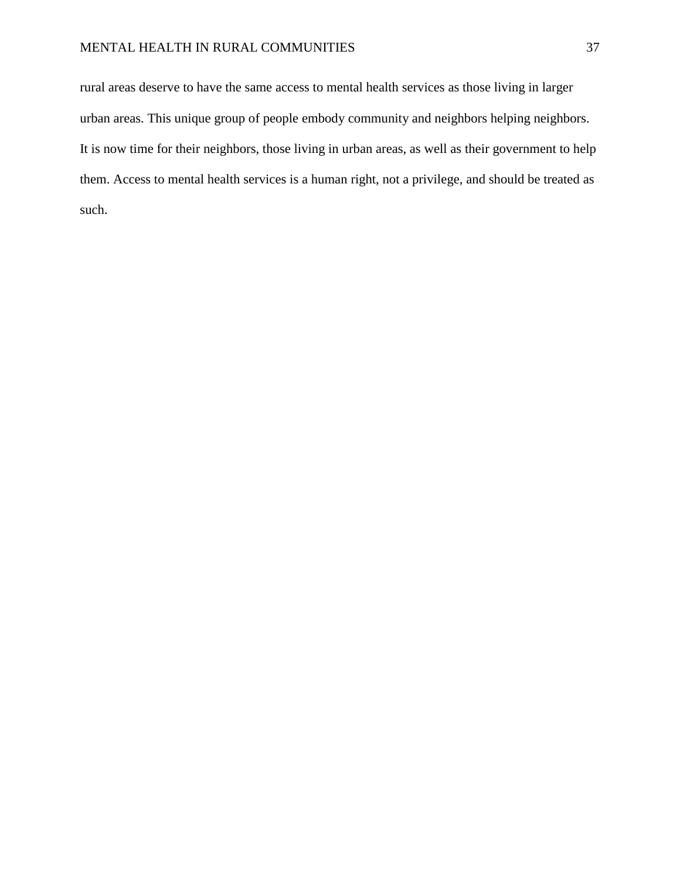rural areas deserve to have the same access to mental health services as those living in larger urban areas. This unique group of people embody community and neighbors helping neighbors. It is now time for their neighbors, those living in urban areas, as well as their government to help them. Access to mental health services is a human right, not a privilege, and should be treated as such.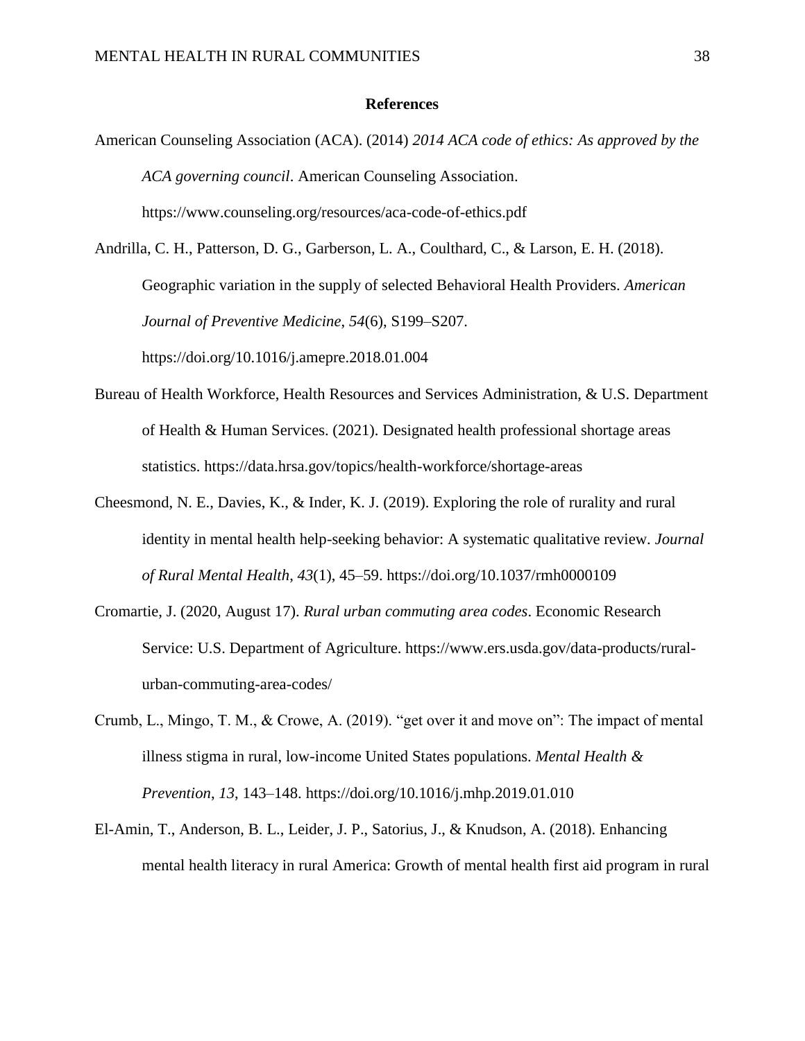## References

American Counseling Association (ACA). (2014) *2014 ACA code of ethics: As approved by the ACA governing council*. American Counseling Association. https://www.counseling.org/resources/aca-code-of-ethics.pdf

Andrilla, C. H., Patterson, D. G., Garberson, L. A., Coulthard, C., & Larson, E. H. (2018). Geographic variation in the supply of selected Behavioral Health Providers. *American Journal of Preventive Medicine*, *54*(6), S199–S207. https://doi.org/10.1016/j.amepre.2018.01.004

Bureau of Health Workforce, Health Resources and Services Administration, & U.S. Department of Health & Human Services. (2021). Designated health professional shortage areas statistics. https://data.hrsa.gov/topics/health-workforce/shortage-areas

Cheesmond, N. E., Davies, K., & Inder, K. J. (2019). Exploring the role of rurality and rural identity in mental health help-seeking behavior: A systematic qualitative review. *Journal of Rural Mental Health*, *43*(1), 45–59. https://doi.org/10.1037/rmh0000109

Cromartie, J. (2020, August 17). *Rural urban commuting area codes*. Economic Research Service: U.S. Department of Agriculture. https://www.ers.usda.gov/data-products/rural-urban-commuting-area-codes/

Crumb, L., Mingo, T. M., & Crowe, A. (2019). "get over it and move on": The impact of mental illness stigma in rural, low-income United States populations. *Mental Health & Prevention*, *13*, 143–148. https://doi.org/10.1016/j.mhp.2019.01.010

El-Amin, T., Anderson, B. L., Leider, J. P., Satorius, J., & Knudson, A. (2018). Enhancing mental health literacy in rural America: Growth of mental health first aid program in rural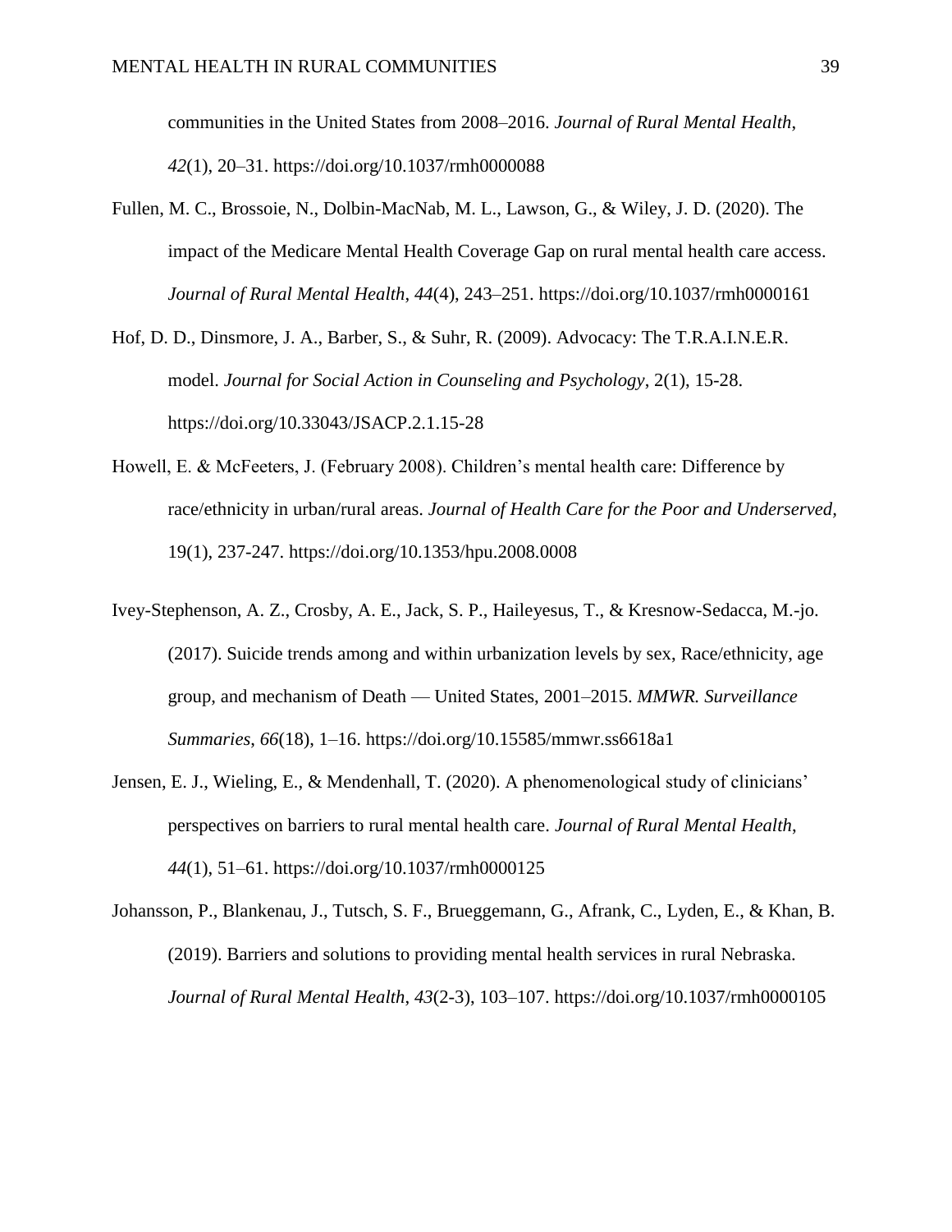communities in the United States from 2008–2016. *Journal of Rural Mental Health*, *42*(1), 20–31. https://doi.org/10.1037/rmh0000088

Fullen, M. C., Brossoie, N., Dolbin-MacNab, M. L., Lawson, G., & Wiley, J. D. (2020). The impact of the Medicare Mental Health Coverage Gap on rural mental health care access. *Journal of Rural Mental Health*, *44*(4), 243–251. https://doi.org/10.1037/rmh0000161

Hof, D. D., Dinsmore, J. A., Barber, S., & Suhr, R. (2009). Advocacy: The T.R.A.I.N.E.R. model. *Journal for Social Action in Counseling and Psychology*, 2(1), 15-28. https://doi.org/10.33043/JSACP.2.1.15-28

Howell, E. & McFeeters, J. (February 2008). Children's mental health care: Difference by race/ethnicity in urban/rural areas. *Journal of Health Care for the Poor and Underserved,* 19(1), 237-247. https://doi.org/10.1353/hpu.2008.0008

Ivey-Stephenson, A. Z., Crosby, A. E., Jack, S. P., Haileyesus, T., & Kresnow-Sedacca, M.-jo. (2017). Suicide trends among and within urbanization levels by sex, Race/ethnicity, age group, and mechanism of Death — United States, 2001–2015. *MMWR. Surveillance Summaries*, *66*(18), 1–16. https://doi.org/10.15585/mmwr.ss6618a1

Jensen, E. J., Wieling, E., & Mendenhall, T. (2020). A phenomenological study of clinicians' perspectives on barriers to rural mental health care. *Journal of Rural Mental Health*, *44*(1), 51–61. https://doi.org/10.1037/rmh0000125

Johansson, P., Blankenau, J., Tutsch, S. F., Brueggemann, G., Afrank, C., Lyden, E., & Khan, B. (2019). Barriers and solutions to providing mental health services in rural Nebraska. *Journal of Rural Mental Health*, *43*(2-3), 103–107. https://doi.org/10.1037/rmh0000105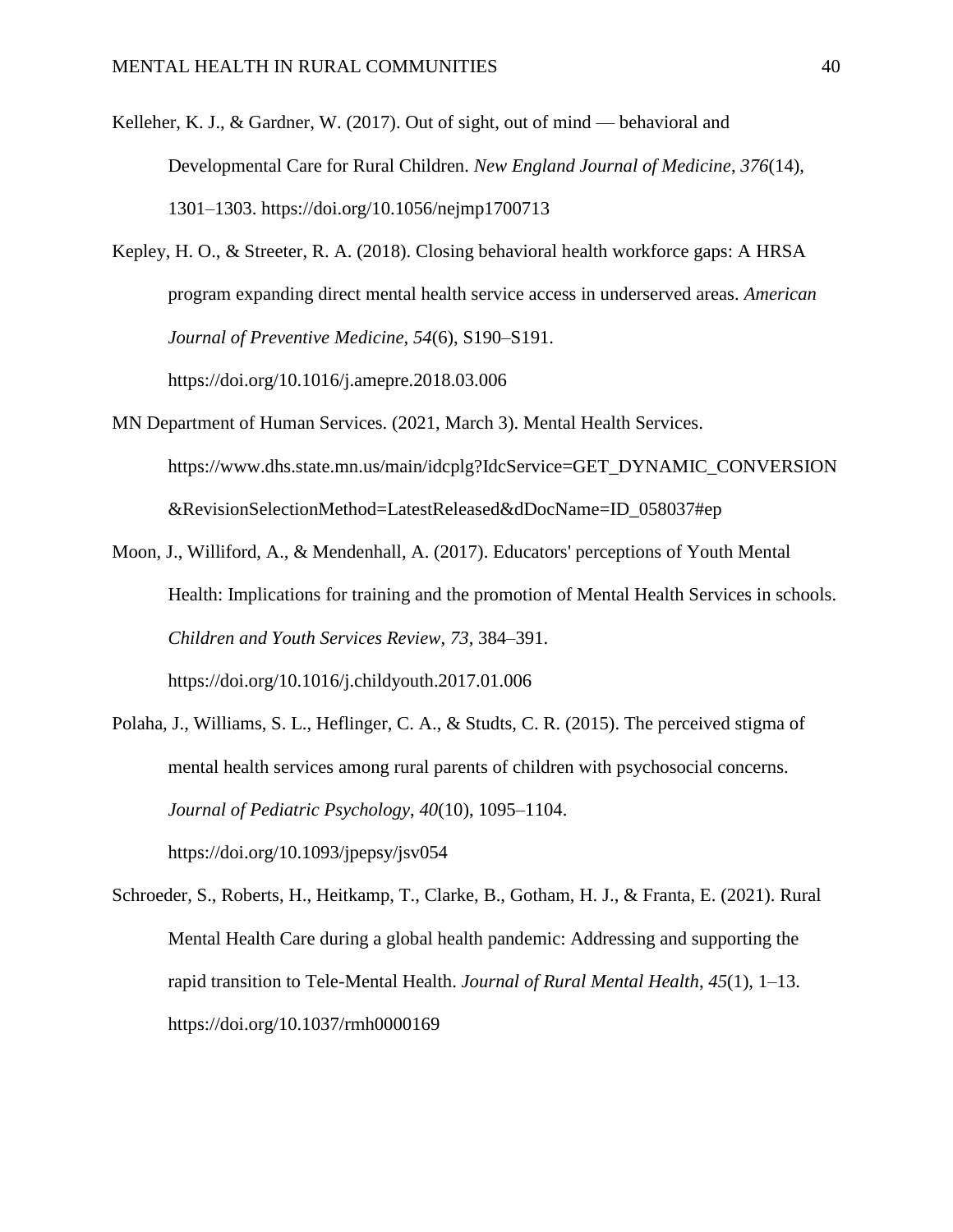Kelleher, K. J., & Gardner, W. (2017). Out of sight, out of mind — behavioral and Developmental Care for Rural Children. *New England Journal of Medicine*, *376*(14), 1301–1303. https://doi.org/10.1056/nejmp1700713

Kepley, H. O., & Streeter, R. A. (2018). Closing behavioral health workforce gaps: A HRSA program expanding direct mental health service access in underserved areas. *American Journal of Preventive Medicine*, *54*(6), S190–S191. https://doi.org/10.1016/j.amepre.2018.03.006

MN Department of Human Services. (2021, March 3). Mental Health Services. https://www.dhs.state.mn.us/main/idcplg?IdcService=GET_DYNAMIC_CONVERSION&RevisionSelectionMethod=LatestReleased&dDocName=ID_058037#ep

Moon, J., Williford, A., & Mendenhall, A. (2017). Educators' perceptions of Youth Mental Health: Implications for training and the promotion of Mental Health Services in schools. *Children and Youth Services Review*, *73*, 384–391. https://doi.org/10.1016/j.childyouth.2017.01.006

Polaha, J., Williams, S. L., Heflinger, C. A., & Studts, C. R. (2015). The perceived stigma of mental health services among rural parents of children with psychosocial concerns. *Journal of Pediatric Psychology*, *40*(10), 1095–1104. https://doi.org/10.1093/jpepsy/jsv054

Schroeder, S., Roberts, H., Heitkamp, T., Clarke, B., Gotham, H. J., & Franta, E. (2021). Rural Mental Health Care during a global health pandemic: Addressing and supporting the rapid transition to Tele-Mental Health. *Journal of Rural Mental Health*, *45*(1), 1–13. https://doi.org/10.1037/rmh0000169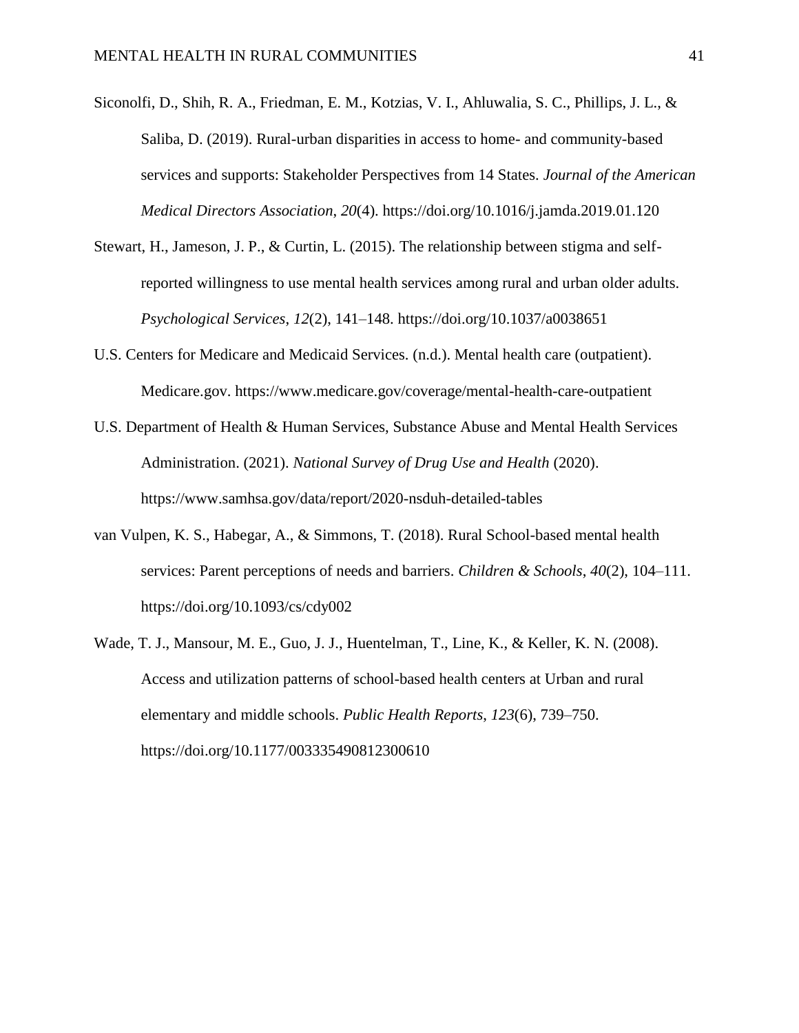Siconolfi, D., Shih, R. A., Friedman, E. M., Kotzias, V. I., Ahluwalia, S. C., Phillips, J. L., & Saliba, D. (2019). Rural-urban disparities in access to home- and community-based services and supports: Stakeholder Perspectives from 14 States. *Journal of the American Medical Directors Association*, *20*(4). https://doi.org/10.1016/j.jamda.2019.01.120

Stewart, H., Jameson, J. P., & Curtin, L. (2015). The relationship between stigma and self-reported willingness to use mental health services among rural and urban older adults. *Psychological Services*, *12*(2), 141–148. https://doi.org/10.1037/a0038651

U.S. Centers for Medicare and Medicaid Services. (n.d.). Mental health care (outpatient). Medicare.gov. https://www.medicare.gov/coverage/mental-health-care-outpatient

U.S. Department of Health & Human Services, Substance Abuse and Mental Health Services Administration. (2021). *National Survey of Drug Use and Health* (2020). https://www.samhsa.gov/data/report/2020-nsduh-detailed-tables

van Vulpen, K. S., Habegar, A., & Simmons, T. (2018). Rural School-based mental health services: Parent perceptions of needs and barriers. *Children & Schools*, *40*(2), 104–111. https://doi.org/10.1093/cs/cdy002

Wade, T. J., Mansour, M. E., Guo, J. J., Huentelman, T., Line, K., & Keller, K. N. (2008). Access and utilization patterns of school-based health centers at Urban and rural elementary and middle schools. *Public Health Reports*, *123*(6), 739–750. https://doi.org/10.1177/003335490812300610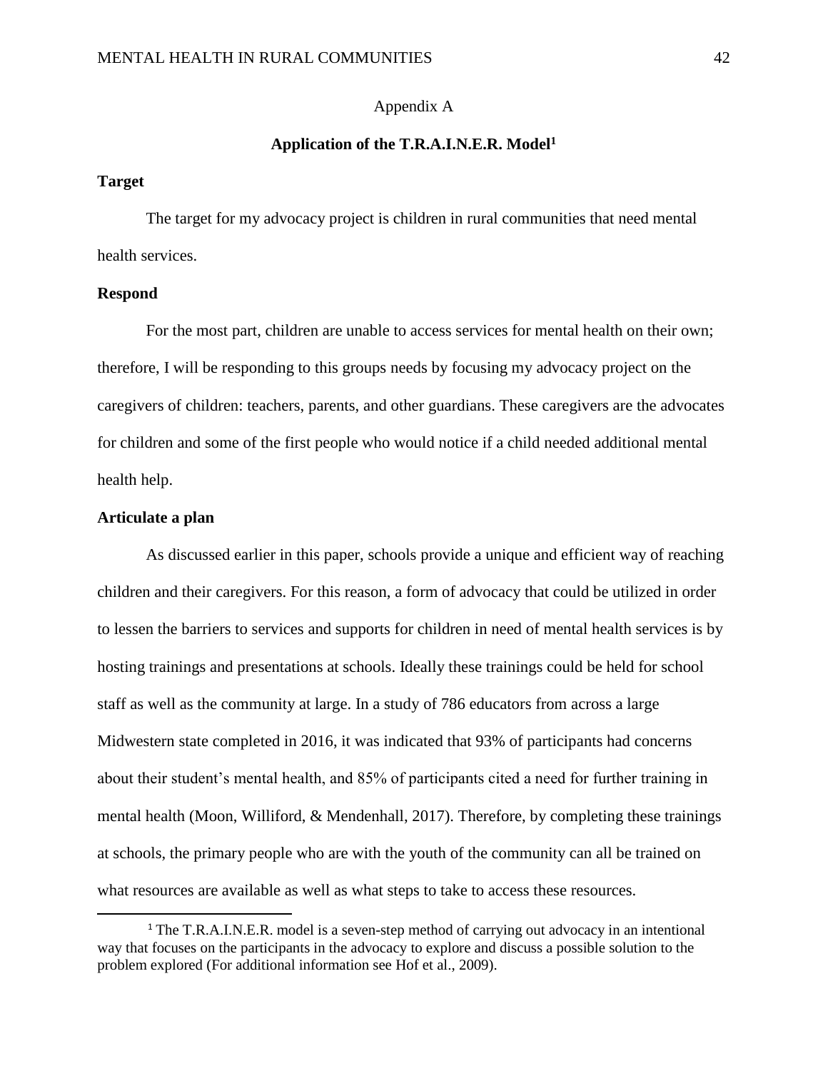Appendix A

## Application of the T.R.A.I.N.E.R. Model[1]

### Target

The target for my advocacy project is children in rural communities that need mental health services.

### Respond

For the most part, children are unable to access services for mental health on their own; therefore, I will be responding to this groups needs by focusing my advocacy project on the caregivers of children: teachers, parents, and other guardians. These caregivers are the advocates for children and some of the first people who would notice if a child needed additional mental health help.

### Articulate a plan

As discussed earlier in this paper, schools provide a unique and efficient way of reaching children and their caregivers. For this reason, a form of advocacy that could be utilized in order to lessen the barriers to services and supports for children in need of mental health services is by hosting trainings and presentations at schools. Ideally these trainings could be held for school staff as well as the community at large. In a study of 786 educators from across a large Midwestern state completed in 2016, it was indicated that 93% of participants had concerns about their student's mental health, and 85% of participants cited a need for further training in mental health (Moon, Williford, & Mendenhall, 2017). Therefore, by completing these trainings at schools, the primary people who are with the youth of the community can all be trained on what resources are available as well as what steps to take to access these resources.

---

[1] The T.R.A.I.N.E.R. model is a seven-step method of carrying out advocacy in an intentional way that focuses on the participants in the advocacy to explore and discuss a possible solution to the problem explored (For additional information see Hof et al., 2009).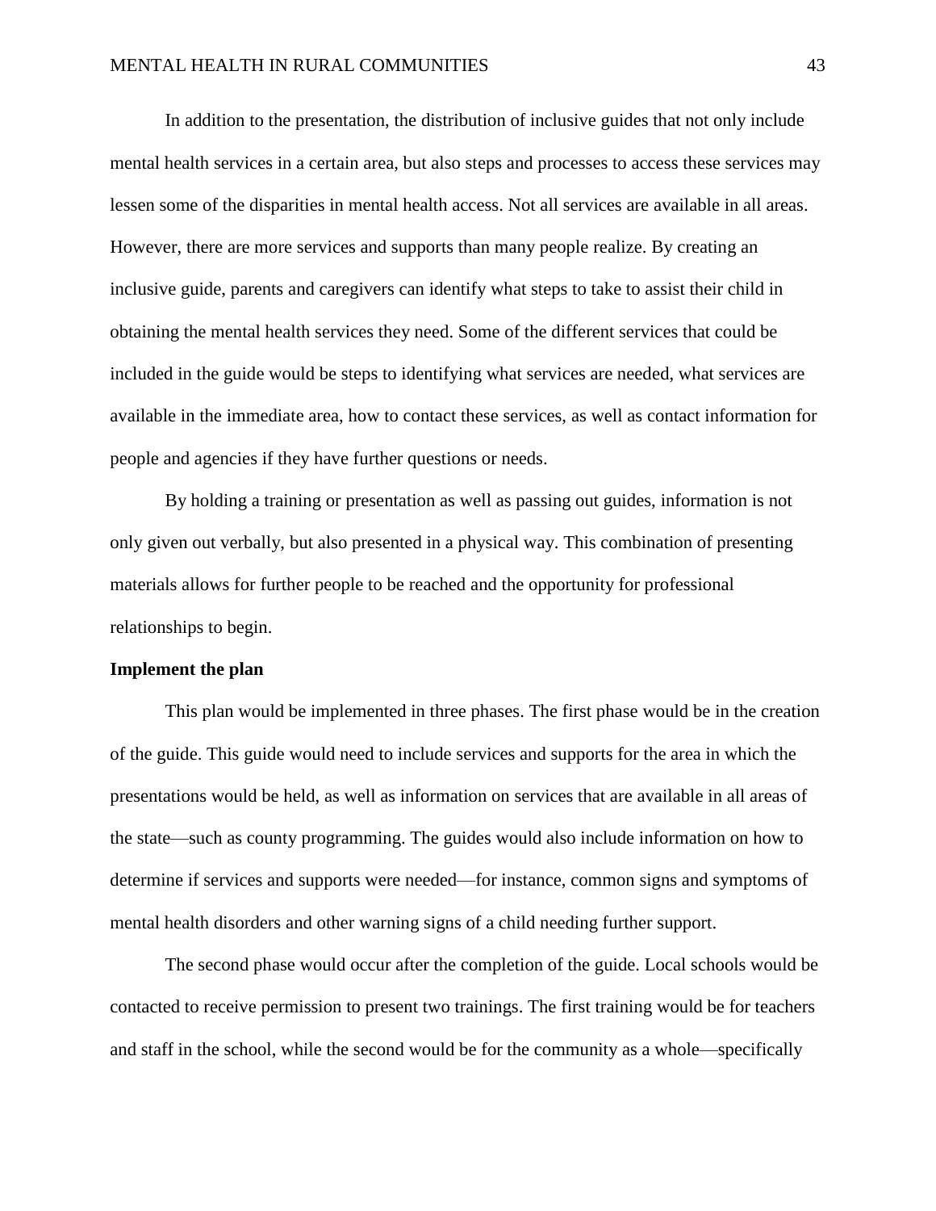In addition to the presentation, the distribution of inclusive guides that not only include mental health services in a certain area, but also steps and processes to access these services may lessen some of the disparities in mental health access. Not all services are available in all areas. However, there are more services and supports than many people realize. By creating an inclusive guide, parents and caregivers can identify what steps to take to assist their child in obtaining the mental health services they need. Some of the different services that could be included in the guide would be steps to identifying what services are needed, what services are available in the immediate area, how to contact these services, as well as contact information for people and agencies if they have further questions or needs.

By holding a training or presentation as well as passing out guides, information is not only given out verbally, but also presented in a physical way. This combination of presenting materials allows for further people to be reached and the opportunity for professional relationships to begin.

**Implement the plan**

This plan would be implemented in three phases. The first phase would be in the creation of the guide. This guide would need to include services and supports for the area in which the presentations would be held, as well as information on services that are available in all areas of the state—such as county programming. The guides would also include information on how to determine if services and supports were needed—for instance, common signs and symptoms of mental health disorders and other warning signs of a child needing further support.

The second phase would occur after the completion of the guide. Local schools would be contacted to receive permission to present two trainings. The first training would be for teachers and staff in the school, while the second would be for the community as a whole—specifically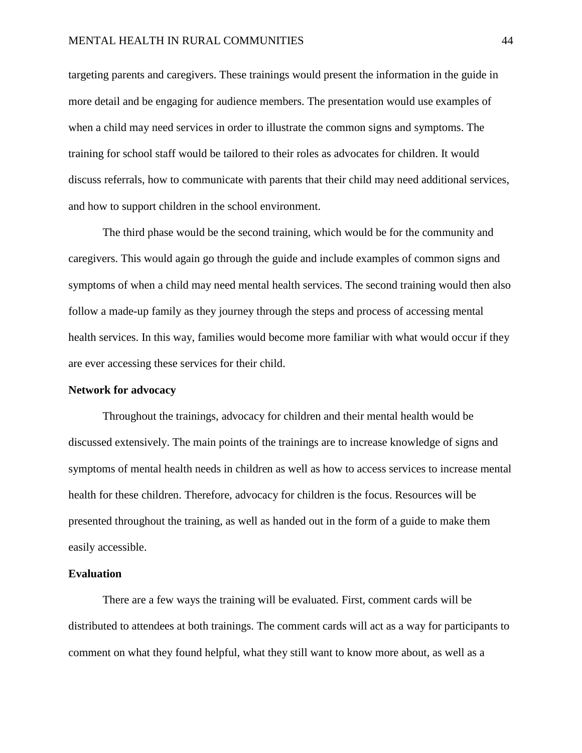targeting parents and caregivers. These trainings would present the information in the guide in more detail and be engaging for audience members. The presentation would use examples of when a child may need services in order to illustrate the common signs and symptoms. The training for school staff would be tailored to their roles as advocates for children. It would discuss referrals, how to communicate with parents that their child may need additional services, and how to support children in the school environment.

The third phase would be the second training, which would be for the community and caregivers. This would again go through the guide and include examples of common signs and symptoms of when a child may need mental health services. The second training would then also follow a made-up family as they journey through the steps and process of accessing mental health services. In this way, families would become more familiar with what would occur if they are ever accessing these services for their child.

**Network for advocacy**

Throughout the trainings, advocacy for children and their mental health would be discussed extensively. The main points of the trainings are to increase knowledge of signs and symptoms of mental health needs in children as well as how to access services to increase mental health for these children. Therefore, advocacy for children is the focus. Resources will be presented throughout the training, as well as handed out in the form of a guide to make them easily accessible.

**Evaluation**

There are a few ways the training will be evaluated. First, comment cards will be distributed to attendees at both trainings. The comment cards will act as a way for participants to comment on what they found helpful, what they still want to know more about, as well as a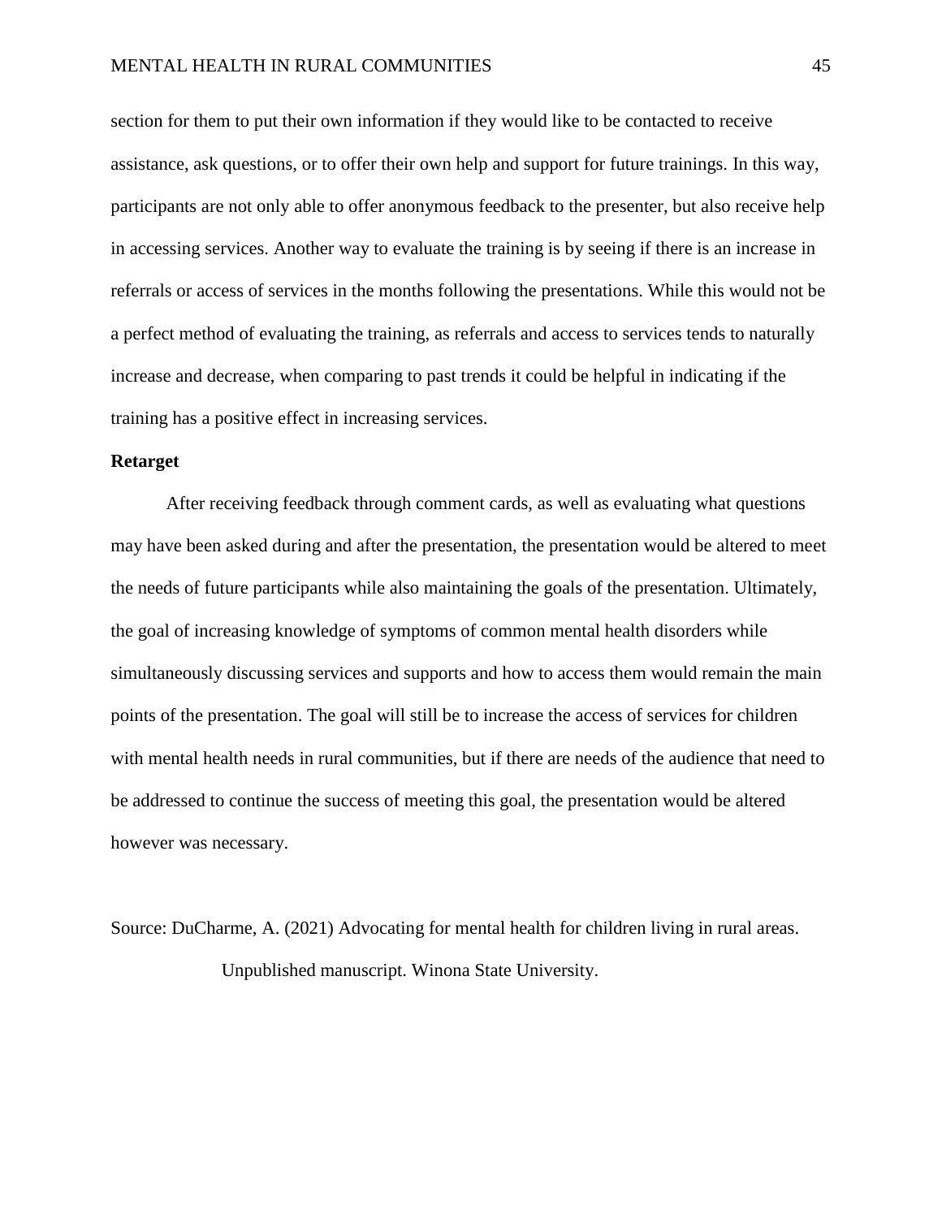section for them to put their own information if they would like to be contacted to receive assistance, ask questions, or to offer their own help and support for future trainings. In this way, participants are not only able to offer anonymous feedback to the presenter, but also receive help in accessing services. Another way to evaluate the training is by seeing if there is an increase in referrals or access of services in the months following the presentations. While this would not be a perfect method of evaluating the training, as referrals and access to services tends to naturally increase and decrease, when comparing to past trends it could be helpful in indicating if the training has a positive effect in increasing services.

**Retarget**

After receiving feedback through comment cards, as well as evaluating what questions may have been asked during and after the presentation, the presentation would be altered to meet the needs of future participants while also maintaining the goals of the presentation. Ultimately, the goal of increasing knowledge of symptoms of common mental health disorders while simultaneously discussing services and supports and how to access them would remain the main points of the presentation. The goal will still be to increase the access of services for children with mental health needs in rural communities, but if there are needs of the audience that need to be addressed to continue the success of meeting this goal, the presentation would be altered however was necessary.

Source: DuCharme, A. (2021) Advocating for mental health for children living in rural areas. Unpublished manuscript. Winona State University.